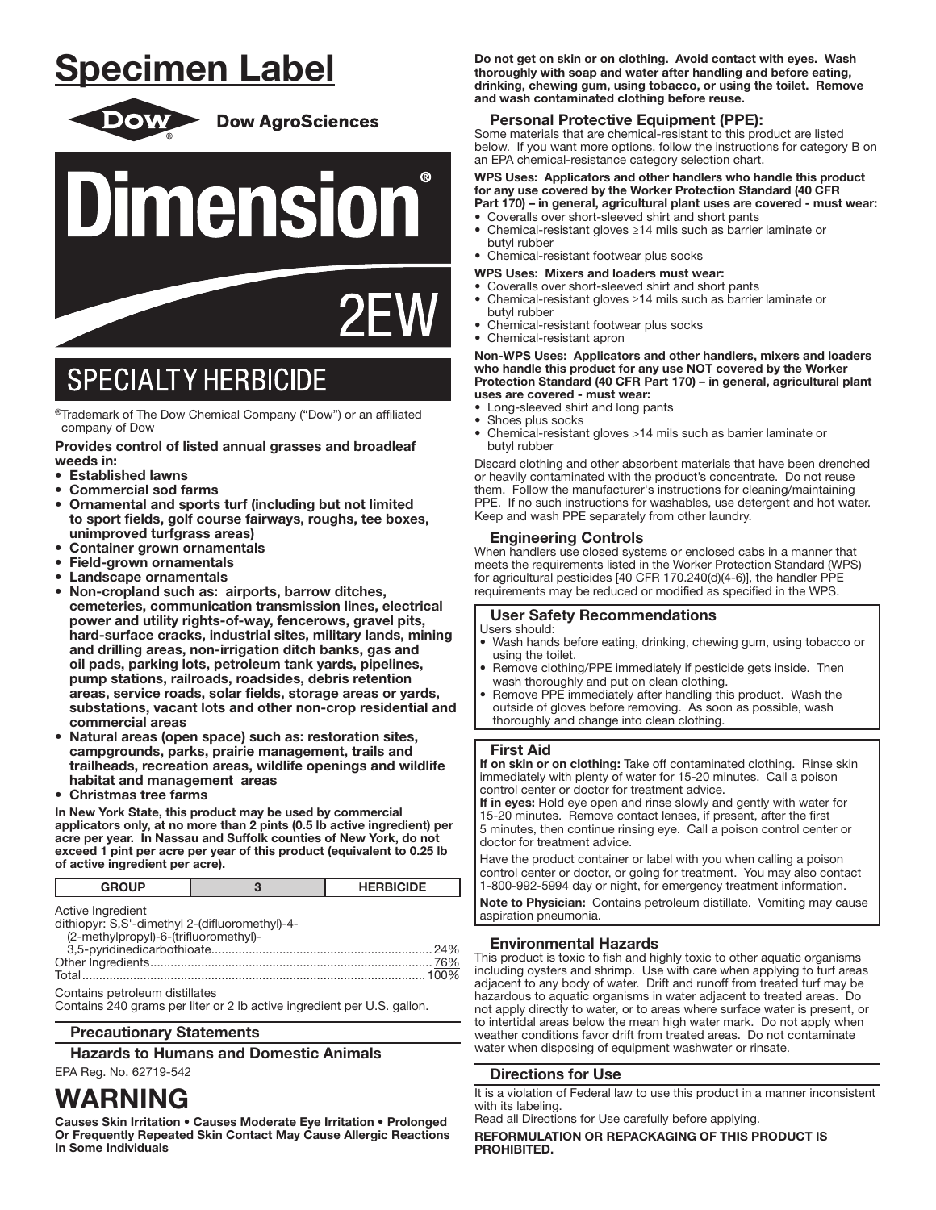# Specimen Label

Dow AgroSciences

# Dimension® 2EW

## SPECIALTY HERBICIDE

®Trademark of The Dow Chemical Company ("Dow") or an affiliated company of Dow

**Provides control of listed annual grasses and broadleaf weeds in:**

- **Established lawns**
- **Commercial sod farms**
- **Ornamental and sports turf (including but not limited to sport fields, golf course fairways, roughs, tee boxes, unimproved turfgrass areas)**
- **Container grown ornamentals**
- **Field-grown ornamentals**
- **Landscape ornamentals**
- **Non-cropland such as: airports, barrow ditches, cemeteries, communication transmission lines, electrical power and utility rights-of-way, fencerows, gravel pits, hard-surface cracks, industrial sites, military lands, mining and drilling areas, non-irrigation ditch banks, gas and oil pads, parking lots, petroleum tank yards, pipelines, pump stations, railroads, roadsides, debris retention areas, service roads, solar fields, storage areas or yards, substations, vacant lots and other non-crop residential and commercial areas**
- **Natural areas (open space) such as: restoration sites, campgrounds, parks, prairie management, trails and trailheads, recreation areas, wildlife openings and wildlife habitat and management areas**
- **Christmas tree farms**

**In New York State, this product may be used by commercial applicators only, at no more than 2 pints (0.5 lb active ingredient) per acre per year. In Nassau and Suffolk counties of New York, do not exceed 1 pint per acre per year of this product (equivalent to 0.25 lb of active ingredient per acre).**

| GROUP | 3 | HERBICIDE |
|---|---|---|

Active Ingredient
dithiopyr: S,S'-dimethyl 2-(difluoromethyl)-4-(2-methylpropyl)-6-(trifluoromethyl)-3,5-pyridinedicarbothioate.......24%
Other Ingredients.......76%
Total.......100%

Contains petroleum distillates
Contains 240 grams per liter or 2 lb active ingredient per U.S. gallon.

### Precautionary Statements

### Hazards to Humans and Domestic Animals

EPA Reg. No. 62719-542

# WARNING

**Causes Skin Irritation • Causes Moderate Eye Irritation • Prolonged Or Frequently Repeated Skin Contact May Cause Allergic Reactions In Some Individuals**

**Do not get on skin or on clothing. Avoid contact with eyes. Wash thoroughly with soap and water after handling and before eating, drinking, chewing gum, using tobacco, or using the toilet. Remove and wash contaminated clothing before reuse.**

### Personal Protective Equipment (PPE):

Some materials that are chemical-resistant to this product are listed below. If you want more options, follow the instructions for category B on an EPA chemical-resistance category selection chart.

**WPS Uses: Applicators and other handlers who handle this product for any use covered by the Worker Protection Standard (40 CFR Part 170) – in general, agricultural plant uses are covered - must wear:**

- Coveralls over short-sleeved shirt and short pants
- Chemical-resistant gloves ≥14 mils such as barrier laminate or butyl rubber
- Chemical-resistant footwear plus socks

**WPS Uses: Mixers and loaders must wear:**

- Coveralls over short-sleeved shirt and short pants
- Chemical-resistant gloves ≥14 mils such as barrier laminate or butyl rubber
- Chemical-resistant footwear plus socks
- Chemical-resistant apron

**Non-WPS Uses: Applicators and other handlers, mixers and loaders who handle this product for any use NOT covered by the Worker Protection Standard (40 CFR Part 170) – in general, agricultural plant uses are covered - must wear:**

- Long-sleeved shirt and long pants
- Shoes plus socks
- Chemical-resistant gloves >14 mils such as barrier laminate or butyl rubber

Discard clothing and other absorbent materials that have been drenched or heavily contaminated with the product's concentrate. Do not reuse them. Follow the manufacturer's instructions for cleaning/maintaining PPE. If no such instructions for washables, use detergent and hot water. Keep and wash PPE separately from other laundry.

### Engineering Controls

When handlers use closed systems or enclosed cabs in a manner that meets the requirements listed in the Worker Protection Standard (WPS) for agricultural pesticides [40 CFR 170.240(d)(4-6)], the handler PPE requirements may be reduced or modified as specified in the WPS.

### User Safety Recommendations

Users should:

- Wash hands before eating, drinking, chewing gum, using tobacco or using the toilet.
- Remove clothing/PPE immediately if pesticide gets inside. Then wash thoroughly and put on clean clothing.
- Remove PPE immediately after handling this product. Wash the outside of gloves before removing. As soon as possible, wash thoroughly and change into clean clothing.

### First Aid

**If on skin or on clothing:** Take off contaminated clothing. Rinse skin immediately with plenty of water for 15-20 minutes. Call a poison control center or doctor for treatment advice.

**If in eyes:** Hold eye open and rinse slowly and gently with water for 15-20 minutes. Remove contact lenses, if present, after the first 5 minutes, then continue rinsing eye. Call a poison control center or doctor for treatment advice.

Have the product container or label with you when calling a poison control center or doctor, or going for treatment. You may also contact 1-800-992-5994 day or night, for emergency treatment information.

**Note to Physician:** Contains petroleum distillate. Vomiting may cause aspiration pneumonia.

### Environmental Hazards

This product is toxic to fish and highly toxic to other aquatic organisms including oysters and shrimp. Use with care when applying to turf areas adjacent to any body of water. Drift and runoff from treated turf may be hazardous to aquatic organisms in water adjacent to treated areas. Do not apply directly to water, or to areas where surface water is present, or to intertidal areas below the mean high water mark. Do not apply when weather conditions favor drift from treated areas. Do not contaminate water when disposing of equipment washwater or rinsate.

### Directions for Use

It is a violation of Federal law to use this product in a manner inconsistent with its labeling.

Read all Directions for Use carefully before applying.

**REFORMULATION OR REPACKAGING OF THIS PRODUCT IS PROHIBITED.**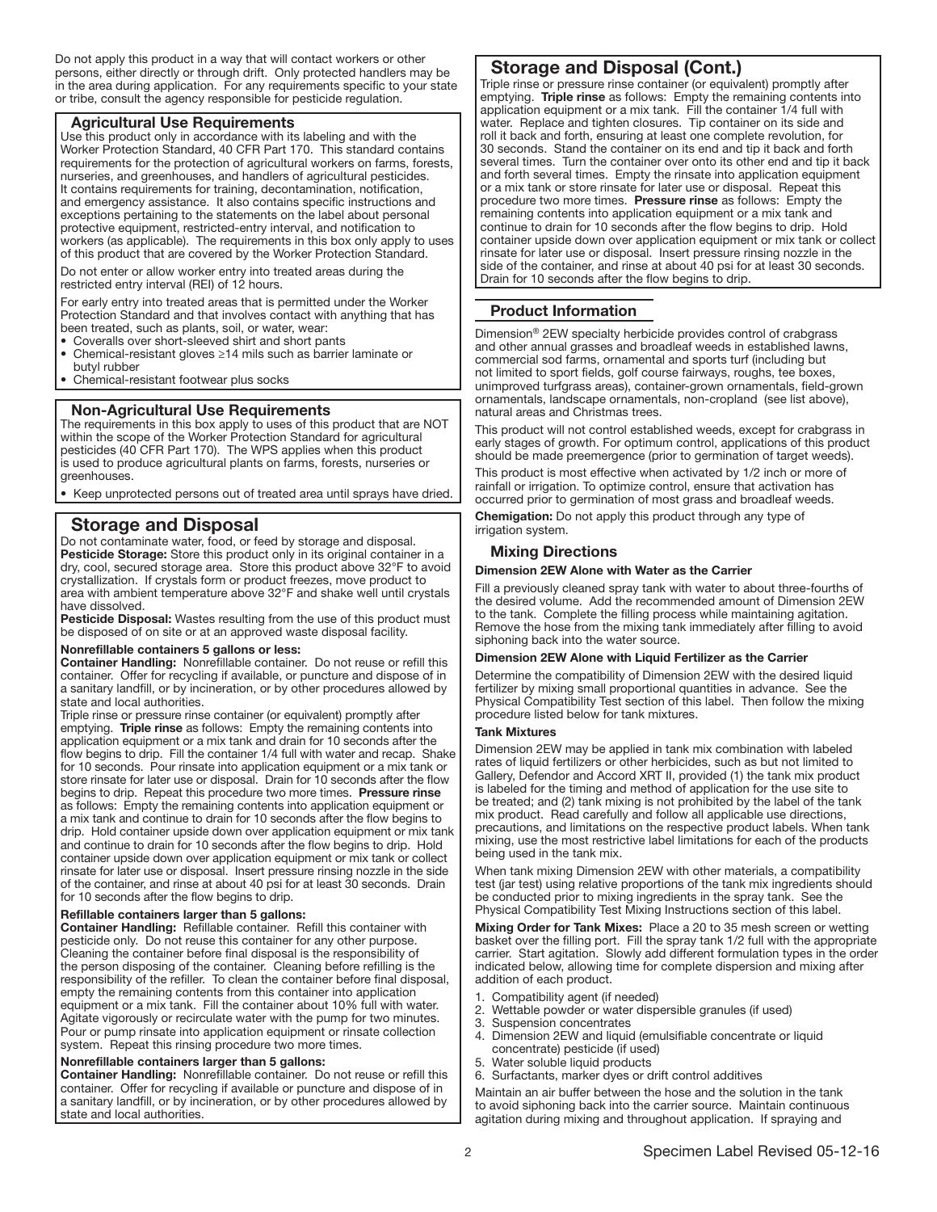Do not apply this product in a way that will contact workers or other persons, either directly or through drift. Only protected handlers may be in the area during application. For any requirements specific to your state or tribe, consult the agency responsible for pesticide regulation.

### Agricultural Use Requirements

Use this product only in accordance with its labeling and with the Worker Protection Standard, 40 CFR Part 170. This standard contains requirements for the protection of agricultural workers on farms, forests, nurseries, and greenhouses, and handlers of agricultural pesticides. It contains requirements for training, decontamination, notification, and emergency assistance. It also contains specific instructions and exceptions pertaining to the statements on the label about personal protective equipment, restricted-entry interval, and notification to workers (as applicable). The requirements in this box only apply to uses of this product that are covered by the Worker Protection Standard.

Do not enter or allow worker entry into treated areas during the restricted entry interval (REI) of 12 hours.

For early entry into treated areas that is permitted under the Worker Protection Standard and that involves contact with anything that has been treated, such as plants, soil, or water, wear:

- Coveralls over short-sleeved shirt and short pants
- Chemical-resistant gloves ≥14 mils such as barrier laminate or butyl rubber
- Chemical-resistant footwear plus socks

### Non-Agricultural Use Requirements

The requirements in this box apply to uses of this product that are NOT within the scope of the Worker Protection Standard for agricultural pesticides (40 CFR Part 170). The WPS applies when this product is used to produce agricultural plants on farms, forests, nurseries or greenhouses.

- Keep unprotected persons out of treated area until sprays have dried.

## Storage and Disposal

Do not contaminate water, food, or feed by storage and disposal.

**Pesticide Storage:** Store this product only in its original container in a dry, cool, secured storage area. Store this product above 32°F to avoid crystallization. If crystals form or product freezes, move product to area with ambient temperature above 32°F and shake well until crystals have dissolved.

**Pesticide Disposal:** Wastes resulting from the use of this product must be disposed of on site or at an approved waste disposal facility.

**Nonrefillable containers 5 gallons or less:**

**Container Handling:** Nonrefillable container. Do not reuse or refill this container. Offer for recycling if available, or puncture and dispose of in a sanitary landfill, or by incineration, or by other procedures allowed by state and local authorities.

Triple rinse or pressure rinse container (or equivalent) promptly after emptying. **Triple rinse** as follows: Empty the remaining contents into application equipment or a mix tank and drain for 10 seconds after the flow begins to drip. Fill the container 1/4 full with water and recap. Shake for 10 seconds. Pour rinsate into application equipment or a mix tank or store rinsate for later use or disposal. Drain for 10 seconds after the flow begins to drip. Repeat this procedure two more times. **Pressure rinse** as follows: Empty the remaining contents into application equipment or a mix tank and continue to drain for 10 seconds after the flow begins to drip. Hold container upside down over application equipment or mix tank and continue to drain for 10 seconds after the flow begins to drip. Hold container upside down over application equipment or mix tank or collect rinsate for later use or disposal. Insert pressure rinsing nozzle in the side of the container, and rinse at about 40 psi for at least 30 seconds. Drain for 10 seconds after the flow begins to drip.

**Refillable containers larger than 5 gallons:**

**Container Handling:** Refillable container. Refill this container with pesticide only. Do not reuse this container for any other purpose. Cleaning the container before final disposal is the responsibility of the person disposing of the container. Cleaning before refilling is the responsibility of the refiller. To clean the container before final disposal, empty the remaining contents from this container into application equipment or a mix tank. Fill the container about 10% full with water. Agitate vigorously or recirculate water with the pump for two minutes. Pour or pump rinsate into application equipment or rinsate collection system. Repeat this rinsing procedure two more times.

**Nonrefillable containers larger than 5 gallons:**

**Container Handling:** Nonrefillable container. Do not reuse or refill this container. Offer for recycling if available or puncture and dispose of in a sanitary landfill, or by incineration, or by other procedures allowed by state and local authorities.

## Storage and Disposal (Cont.)

Triple rinse or pressure rinse container (or equivalent) promptly after emptying. **Triple rinse** as follows: Empty the remaining contents into application equipment or a mix tank. Fill the container 1/4 full with water. Replace and tighten closures. Tip container on its side and roll it back and forth, ensuring at least one complete revolution, for 30 seconds. Stand the container on its end and tip it back and forth several times. Turn the container over onto its other end and tip it back and forth several times. Empty the rinsate into application equipment or a mix tank or store rinsate for later use or disposal. Repeat this procedure two more times. **Pressure rinse** as follows: Empty the remaining contents into application equipment or a mix tank and continue to drain for 10 seconds after the flow begins to drip. Hold container upside down over application equipment or mix tank or collect rinsate for later use or disposal. Insert pressure rinsing nozzle in the side of the container, and rinse at about 40 psi for at least 30 seconds. Drain for 10 seconds after the flow begins to drip.

## Product Information

Dimension® 2EW specialty herbicide provides control of crabgrass and other annual grasses and broadleaf weeds in established lawns, commercial sod farms, ornamental and sports turf (including but not limited to sport fields, golf course fairways, roughs, tee boxes, unimproved turfgrass areas), container-grown ornamentals, field-grown ornamentals, landscape ornamentals, non-cropland (see list above), natural areas and Christmas trees.

This product will not control established weeds, except for crabgrass in early stages of growth. For optimum control, applications of this product should be made preemergence (prior to germination of target weeds).

This product is most effective when activated by 1/2 inch or more of rainfall or irrigation. To optimize control, ensure that activation has occurred prior to germination of most grass and broadleaf weeds.

**Chemigation:** Do not apply this product through any type of irrigation system.

### Mixing Directions

#### Dimension 2EW Alone with Water as the Carrier

Fill a previously cleaned spray tank with water to about three-fourths of the desired volume. Add the recommended amount of Dimension 2EW to the tank. Complete the filling process while maintaining agitation. Remove the hose from the mixing tank immediately after filling to avoid siphoning back into the water source.

#### Dimension 2EW Alone with Liquid Fertilizer as the Carrier

Determine the compatibility of Dimension 2EW with the desired liquid fertilizer by mixing small proportional quantities in advance. See the Physical Compatibility Test section of this label. Then follow the mixing procedure listed below for tank mixtures.

#### Tank Mixtures

Dimension 2EW may be applied in tank mix combination with labeled rates of liquid fertilizers or other herbicides, such as but not limited to Gallery, Defendor and Accord XRT II, provided (1) the tank mix product is labeled for the timing and method of application for the use site to be treated; and (2) tank mixing is not prohibited by the label of the tank mix product. Read carefully and follow all applicable use directions, precautions, and limitations on the respective product labels. When tank mixing, use the most restrictive label limitations for each of the products being used in the tank mix.

When tank mixing Dimension 2EW with other materials, a compatibility test (jar test) using relative proportions of the tank mix ingredients should be conducted prior to mixing ingredients in the spray tank. See the Physical Compatibility Test Mixing Instructions section of this label.

**Mixing Order for Tank Mixes:** Place a 20 to 35 mesh screen or wetting basket over the filling port. Fill the spray tank 1/2 full with the appropriate carrier. Start agitation. Slowly add different formulation types in the order indicated below, allowing time for complete dispersion and mixing after addition of each product.

1. Compatibility agent (if needed)
2. Wettable powder or water dispersible granules (if used)
3. Suspension concentrates
4. Dimension 2EW and liquid (emulsifiable concentrate or liquid concentrate) pesticide (if used)
5. Water soluble liquid products
6. Surfactants, marker dyes or drift control additives

Maintain an air buffer between the hose and the solution in the tank to avoid siphoning back into the carrier source. Maintain continuous agitation during mixing and throughout application. If spraying and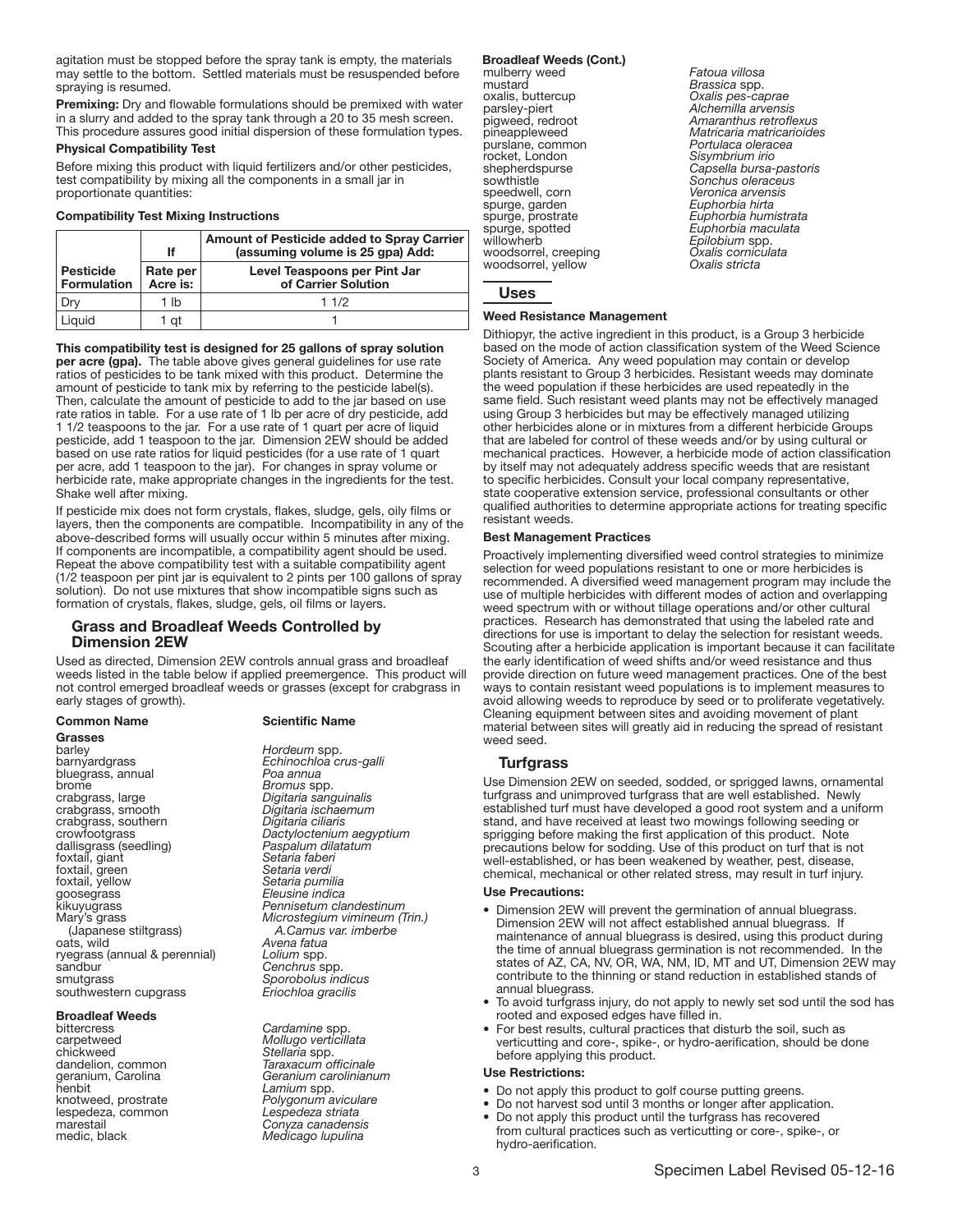agitation must be stopped before the spray tank is empty, the materials may settle to the bottom. Settled materials must be resuspended before spraying is resumed.

**Premixing:** Dry and flowable formulations should be premixed with water in a slurry and added to the spray tank through a 20 to 35 mesh screen. This procedure assures good initial dispersion of these formulation types.

**Physical Compatibility Test**

Before mixing this product with liquid fertilizers and/or other pesticides, test compatibility by mixing all the components in a small jar in proportionate quantities:

**Compatibility Test Mixing Instructions**

| | If | Amount of Pesticide added to Spray Carrier (assuming volume is 25 gpa) Add: |
|---|---|---|
| **Pesticide Formulation** | **Rate per Acre is:** | **Level Teaspoons per Pint Jar of Carrier Solution** |
| Dry | 1 lb | 1 1/2 |
| Liquid | 1 qt | 1 |

**This compatibility test is designed for 25 gallons of spray solution per acre (gpa).** The table above gives general guidelines for use rate ratios of pesticides to be tank mixed with this product. Determine the amount of pesticide to tank mix by referring to the pesticide label(s). Then, calculate the amount of pesticide to add to the jar based on use rate ratios in table. For a use rate of 1 lb per acre of dry pesticide, add 1 1/2 teaspoons to the jar. For a use rate of 1 quart per acre of liquid pesticide, add 1 teaspoon to the jar. Dimension 2EW should be added based on use rate ratios for liquid pesticides (for a use rate of 1 quart per acre, add 1 teaspoon to the jar). For changes in spray volume or herbicide rate, make appropriate changes in the ingredients for the test. Shake well after mixing.

If pesticide mix does not form crystals, flakes, sludge, gels, oily films or layers, then the components are compatible. Incompatibility in any of the above-described forms will usually occur within 5 minutes after mixing. If components are incompatible, a compatibility agent should be used. Repeat the above compatibility test with a suitable compatibility agent (1/2 teaspoon per pint jar is equivalent to 2 pints per 100 gallons of spray solution). Do not use mixtures that show incompatible signs such as formation of crystals, flakes, sludge, gels, oil films or layers.

## Grass and Broadleaf Weeds Controlled by Dimension 2EW

Used as directed, Dimension 2EW controls annual grass and broadleaf weeds listed in the table below if applied preemergence. This product will not control emerged broadleaf weeds or grasses (except for crabgrass in early stages of growth).

| Common Name | Scientific Name |
|---|---|
| **Grasses** | |
| barley | *Hordeum* spp. |
| barnyardgrass | *Echinochloa crus-galli* |
| bluegrass, annual | *Poa annua* |
| brome | *Bromus* spp. |
| crabgrass, large | *Digitaria sanguinalis* |
| crabgrass, smooth | *Digitaria ischaemum* |
| crabgrass, southern | *Digitaria ciliaris* |
| crowfootgrass | *Dactyloctenium aegyptium* |
| dallisgrass (seedling) | *Paspalum dilatatum* |
| foxtail, giant | *Setaria faberi* |
| foxtail, green | *Setaria verdi* |
| foxtail, yellow | *Setaria pumilia* |
| goosegrass | *Eleusine indica* |
| kikuyugrass | *Pennisetum clandestinum* |
| Mary's grass (Japanese stiltgrass) | *Microstegium vimineum (Trin.) A.Camus var. imberbe* |
| oats, wild | *Avena fatua* |
| ryegrass (annual & perennial) | *Lolium* spp. |
| sandbur | *Cenchrus* spp. |
| smutgrass | *Sporobolus indicus* |
| southwestern cupgrass | *Eriochloa gracilis* |
| **Broadleaf Weeds** | |
| bittercress | *Cardamine* spp. |
| carpetweed | *Mollugo verticillata* |
| chickweed | *Stellaria* spp. |
| dandelion, common | *Taraxacum officinale* |
| geranium, Carolina | *Geranium carolinianum* |
| henbit | *Lamium* spp. |
| knotweed, prostrate | *Polygonum aviculare* |
| lespedeza, common | *Lespedeza striata* |
| marestail | *Conyza canadensis* |
| medic, black | *Medicago lupulina* |
| **Broadleaf Weeds (Cont.)** | |
| mulberry weed | *Fatoua villosa* |
| mustard | *Brassica* spp. |
| oxalis, buttercup | *Oxalis pes-caprae* |
| parsley-piert | *Alchemilla arvensis* |
| pigweed, redroot | *Amaranthus retroflexus* |
| pineappleweed | *Matricaria matricarioides* |
| purslane, common | *Portulaca oleracea* |
| rocket, London | *Sisymbrium irio* |
| shepherdspurse | *Capsella bursa-pastoris* |
| sowthistle | *Sonchus oleraceus* |
| speedwell, corn | *Veronica arvensis* |
| spurge, garden | *Euphorbia hirta* |
| spurge, prostrate | *Euphorbia humistrata* |
| spurge, spotted | *Euphorbia maculata* |
| willowherb | *Epilobium* spp. |
| woodsorrel, creeping | *Oxalis corniculata* |
| woodsorrel, yellow | *Oxalis stricta* |

## Uses

**Weed Resistance Management**

Dithiopyr, the active ingredient in this product, is a Group 3 herbicide based on the mode of action classification system of the Weed Science Society of America. Any weed population may contain or develop plants resistant to Group 3 herbicides. Resistant weeds may dominate the weed population if these herbicides are used repeatedly in the same field. Such resistant weed plants may not be effectively managed using Group 3 herbicides but may be effectively managed utilizing other herbicides alone or in mixtures from a different herbicide Groups that are labeled for control of these weeds and/or by using cultural or mechanical practices. However, a herbicide mode of action classification by itself may not adequately address specific weeds that are resistant to specific herbicides. Consult your local company representative, state cooperative extension service, professional consultants or other qualified authorities to determine appropriate actions for treating specific resistant weeds.

**Best Management Practices**

Proactively implementing diversified weed control strategies to minimize selection for weed populations resistant to one or more herbicides is recommended. A diversified weed management program may include the use of multiple herbicides with different modes of action and overlapping weed spectrum with or without tillage operations and/or other cultural practices. Research has demonstrated that using the labeled rate and directions for use is important to delay the selection for resistant weeds. Scouting after a herbicide application is important because it can facilitate the early identification of weed shifts and/or weed resistance and thus provide direction on future weed management practices. One of the best ways to contain resistant weed populations is to implement measures to avoid allowing weeds to reproduce by seed or to proliferate vegetatively. Cleaning equipment between sites and avoiding movement of plant material between sites will greatly aid in reducing the spread of resistant weed seed.

## Turfgrass

Use Dimension 2EW on seeded, sodded, or sprigged lawns, ornamental turfgrass and unimproved turfgrass that are well established. Newly established turf must have developed a good root system and a uniform stand, and have received at least two mowings following seeding or sprigging before making the first application of this product. Note precautions below for sodding. Use of this product on turf that is not well-established, or has been weakened by weather, pest, disease, chemical, mechanical or other related stress, may result in turf injury.

**Use Precautions:**

- Dimension 2EW will prevent the germination of annual bluegrass. Dimension 2EW will not affect established annual bluegrass. If maintenance of annual bluegrass is desired, using this product during the time of annual bluegrass germination is not recommended. In the states of AZ, CA, NV, OR, WA, NM, ID, MT and UT, Dimension 2EW may contribute to the thinning or stand reduction in established stands of annual bluegrass.
- To avoid turfgrass injury, do not apply to newly set sod until the sod has rooted and exposed edges have filled in.
- For best results, cultural practices that disturb the soil, such as verticutting and core-, spike-, or hydro-aerification, should be done before applying this product.

**Use Restrictions:**

- Do not apply this product to golf course putting greens.
- Do not harvest sod until 3 months or longer after application.
- Do not apply this product until the turfgrass has recovered from cultural practices such as verticutting or core-, spike-, or hydro-aerification.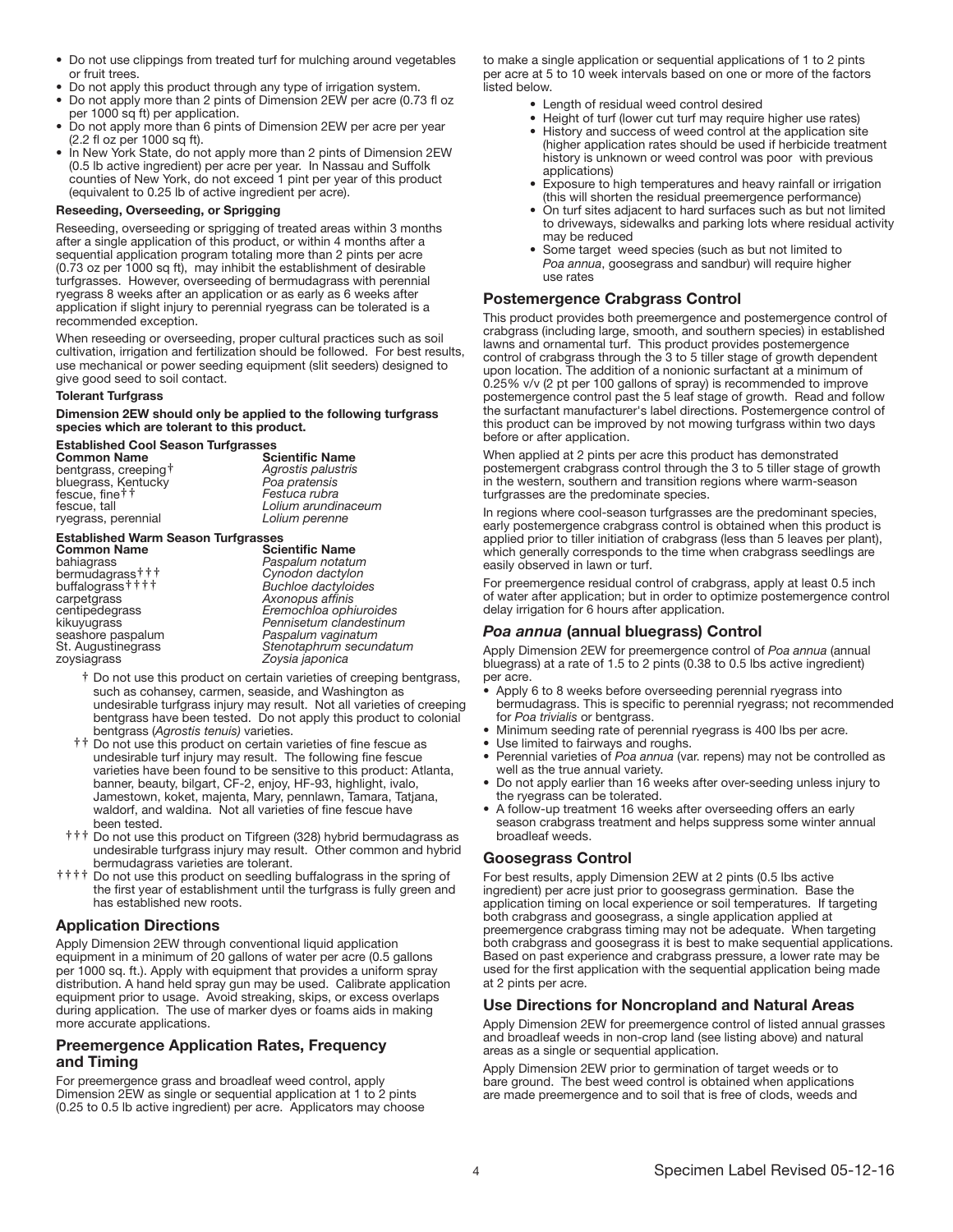- Do not use clippings from treated turf for mulching around vegetables or fruit trees.
- Do not apply this product through any type of irrigation system.
- Do not apply more than 2 pints of Dimension 2EW per acre (0.73 fl oz per 1000 sq ft) per application.
- Do not apply more than 6 pints of Dimension 2EW per acre per year (2.2 fl oz per 1000 sq ft).
- In New York State, do not apply more than 2 pints of Dimension 2EW (0.5 lb active ingredient) per acre per year. In Nassau and Suffolk counties of New York, do not exceed 1 pint per year of this product (equivalent to 0.25 lb of active ingredient per acre).

**Reseeding, Overseeding, or Sprigging**

Reseeding, overseeding or sprigging of treated areas within 3 months after a single application of this product, or within 4 months after a sequential application program totaling more than 2 pints per acre (0.73 oz per 1000 sq ft), may inhibit the establishment of desirable turfgrasses. However, overseeding of bermudagrass with perennial ryegrass 8 weeks after an application or as early as 6 weeks after application if slight injury to perennial ryegrass can be tolerated is a recommended exception.

When reseeding or overseeding, proper cultural practices such as soil cultivation, irrigation and fertilization should be followed. For best results, use mechanical or power seeding equipment (slit seeders) designed to give good seed to soil contact.

**Tolerant Turfgrass**

**Dimension 2EW should only be applied to the following turfgrass species which are tolerant to this product.**

**Established Cool Season Turfgrasses**

| Common Name | Scientific Name |
|---|---|
| bentgrass, creeping† | *Agrostis palustris* |
| bluegrass, Kentucky | *Poa pratensis* |
| fescue, fine†† | *Festuca rubra* |
| fescue, tall | *Lolium arundinaceum* |
| ryegrass, perennial | *Lolium perenne* |

**Established Warm Season Turfgrasses**

| Common Name | Scientific Name |
|---|---|
| bahiagrass | *Paspalum notatum* |
| bermudagrass††† | *Cynodon dactylon* |
| buffalograss†††† | *Buchloe dactyloides* |
| carpetgrass | *Axonopus affinis* |
| centipedegrass | *Eremochloa ophiuroides* |
| kikuyugrass | *Pennisetum clandestinum* |
| seashore paspalum | *Paspalum vaginatum* |
| St. Augustinegrass | *Stenotaphrum secundatum* |
| zoysiagrass | *Zoysia japonica* |

† Do not use this product on certain varieties of creeping bentgrass, such as cohansey, carmen, seaside, and Washington as undesirable turfgrass injury may result. Not all varieties of creeping bentgrass have been tested. Do not apply this product to colonial bentgrass (*Agrostis tenuis)* varieties.

†† Do not use this product on certain varieties of fine fescue as undesirable turf injury may result. The following fine fescue varieties have been found to be sensitive to this product: Atlanta, banner, beauty, bilgart, CF-2, enjoy, HF-93, highlight, ivalo, Jamestown, koket, majenta, Mary, pennlawn, Tamara, Tatjana, waldorf, and waldina. Not all varieties of fine fescue have been tested.

††† Do not use this product on Tifgreen (328) hybrid bermudagrass as undesirable turfgrass injury may result. Other common and hybrid bermudagrass varieties are tolerant.

†††† Do not use this product on seedling buffalograss in the spring of the first year of establishment until the turfgrass is fully green and has established new roots.

## Application Directions

Apply Dimension 2EW through conventional liquid application equipment in a minimum of 20 gallons of water per acre (0.5 gallons per 1000 sq. ft.). Apply with equipment that provides a uniform spray distribution. A hand held spray gun may be used. Calibrate application equipment prior to usage. Avoid streaking, skips, or excess overlaps during application. The use of marker dyes or foams aids in making more accurate applications.

## Preemergence Application Rates, Frequency and Timing

For preemergence grass and broadleaf weed control, apply Dimension 2EW as single or sequential application at 1 to 2 pints (0.25 to 0.5 lb active ingredient) per acre. Applicators may choose to make a single application or sequential applications of 1 to 2 pints per acre at 5 to 10 week intervals based on one or more of the factors listed below.

- Length of residual weed control desired
- Height of turf (lower cut turf may require higher use rates)
- History and success of weed control at the application site (higher application rates should be used if herbicide treatment history is unknown or weed control was poor with previous applications)
- Exposure to high temperatures and heavy rainfall or irrigation (this will shorten the residual preemergence performance)
- On turf sites adjacent to hard surfaces such as but not limited to driveways, sidewalks and parking lots where residual activity may be reduced
- Some target weed species (such as but not limited to *Poa annua*, goosegrass and sandbur) will require higher use rates

## Postemergence Crabgrass Control

This product provides both preemergence and postemergence control of crabgrass (including large, smooth, and southern species) in established lawns and ornamental turf. This product provides postemergence control of crabgrass through the 3 to 5 tiller stage of growth dependent upon location. The addition of a nonionic surfactant at a minimum of 0.25% v/v (2 pt per 100 gallons of spray) is recommended to improve postemergence control past the 5 leaf stage of growth. Read and follow the surfactant manufacturer's label directions. Postemergence control of this product can be improved by not mowing turfgrass within two days before or after application.

When applied at 2 pints per acre this product has demonstrated postemergent crabgrass control through the 3 to 5 tiller stage of growth in the western, southern and transition regions where warm-season turfgrasses are the predominate species.

In regions where cool-season turfgrasses are the predominant species, early postemergence crabgrass control is obtained when this product is applied prior to tiller initiation of crabgrass (less than 5 leaves per plant), which generally corresponds to the time when crabgrass seedlings are easily observed in lawn or turf.

For preemergence residual control of crabgrass, apply at least 0.5 inch of water after application; but in order to optimize postemergence control delay irrigation for 6 hours after application.

## *Poa annua* (annual bluegrass) Control

Apply Dimension 2EW for preemergence control of *Poa annua* (annual bluegrass) at a rate of 1.5 to 2 pints (0.38 to 0.5 lbs active ingredient) per acre.

- Apply 6 to 8 weeks before overseeding perennial ryegrass into bermudagrass. This is specific to perennial ryegrass; not recommended for *Poa trivialis* or bentgrass.
- Minimum seeding rate of perennial ryegrass is 400 lbs per acre.
- Use limited to fairways and roughs.
- Perennial varieties of *Poa annua* (var. repens) may not be controlled as well as the true annual variety.
- Do not apply earlier than 16 weeks after over-seeding unless injury to the ryegrass can be tolerated.
- A follow-up treatment 16 weeks after overseeding offers an early season crabgrass treatment and helps suppress some winter annual broadleaf weeds.

## Goosegrass Control

For best results, apply Dimension 2EW at 2 pints (0.5 lbs active ingredient) per acre just prior to goosegrass germination. Base the application timing on local experience or soil temperatures. If targeting both crabgrass and goosegrass, a single application applied at preemergence crabgrass timing may not be adequate. When targeting both crabgrass and goosegrass it is best to make sequential applications. Based on past experience and crabgrass pressure, a lower rate may be used for the first application with the sequential application being made at 2 pints per acre.

## Use Directions for Noncropland and Natural Areas

Apply Dimension 2EW for preemergence control of listed annual grasses and broadleaf weeds in non-crop land (see listing above) and natural areas as a single or sequential application.

Apply Dimension 2EW prior to germination of target weeds or to bare ground. The best weed control is obtained when applications are made preemergence and to soil that is free of clods, weeds and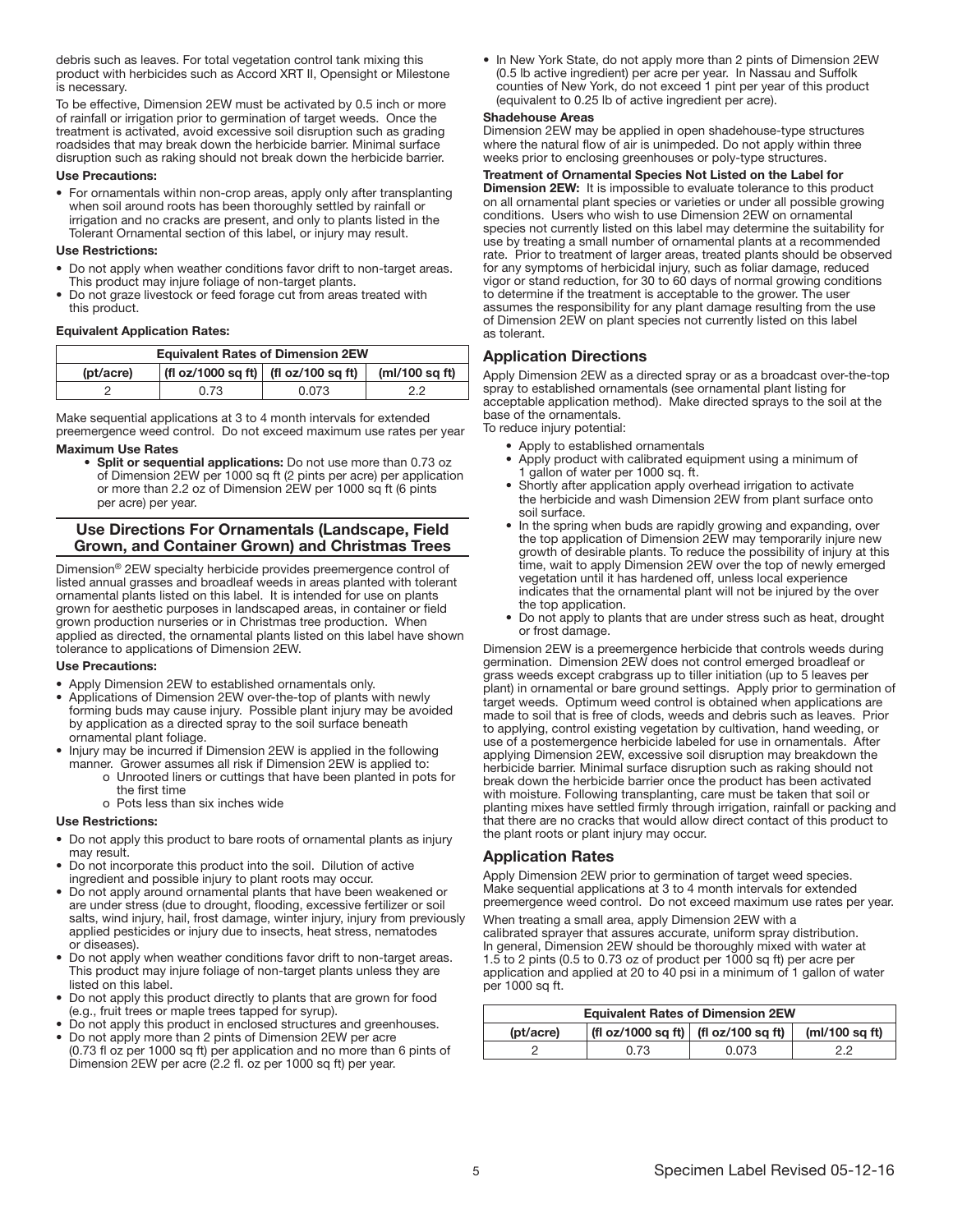debris such as leaves. For total vegetation control tank mixing this product with herbicides such as Accord XRT II, Opensight or Milestone is necessary.

To be effective, Dimension 2EW must be activated by 0.5 inch or more of rainfall or irrigation prior to germination of target weeds. Once the treatment is activated, avoid excessive soil disruption such as grading roadsides that may break down the herbicide barrier. Minimal surface disruption such as raking should not break down the herbicide barrier.

**Use Precautions:**

- For ornamentals within non-crop areas, apply only after transplanting when soil around roots has been thoroughly settled by rainfall or irrigation and no cracks are present, and only to plants listed in the Tolerant Ornamental section of this label, or injury may result.

**Use Restrictions:**

- Do not apply when weather conditions favor drift to non-target areas. This product may injure foliage of non-target plants.
- Do not graze livestock or feed forage cut from areas treated with this product.

**Equivalent Application Rates:**

| Equivalent Rates of Dimension 2EW | | | |
|---|---|---|---|
| (pt/acre) | (fl oz/1000 sq ft) | (fl oz/100 sq ft) | (ml/100 sq ft) |
| 2 | 0.73 | 0.073 | 2.2 |

Make sequential applications at 3 to 4 month intervals for extended preemergence weed control. Do not exceed maximum use rates per year

**Maximum Use Rates**

- **Split or sequential applications:** Do not use more than 0.73 oz of Dimension 2EW per 1000 sq ft (2 pints per acre) per application or more than 2.2 oz of Dimension 2EW per 1000 sq ft (6 pints per acre) per year.

## Use Directions For Ornamentals (Landscape, Field Grown, and Container Grown) and Christmas Trees

Dimension® 2EW specialty herbicide provides preemergence control of listed annual grasses and broadleaf weeds in areas planted with tolerant ornamental plants listed on this label. It is intended for use on plants grown for aesthetic purposes in landscaped areas, in container or field grown production nurseries or in Christmas tree production. When applied as directed, the ornamental plants listed on this label have shown tolerance to applications of Dimension 2EW.

**Use Precautions:**

- Apply Dimension 2EW to established ornamentals only.
- Applications of Dimension 2EW over-the-top of plants with newly forming buds may cause injury. Possible plant injury may be avoided by application as a directed spray to the soil surface beneath ornamental plant foliage.
- Injury may be incurred if Dimension 2EW is applied in the following manner. Grower assumes all risk if Dimension 2EW is applied to:
  - o Unrooted liners or cuttings that have been planted in pots for the first time
  - o Pots less than six inches wide

**Use Restrictions:**

- Do not apply this product to bare roots of ornamental plants as injury may result.
- Do not incorporate this product into the soil. Dilution of active ingredient and possible injury to plant roots may occur.
- Do not apply around ornamental plants that have been weakened or are under stress (due to drought, flooding, excessive fertilizer or soil salts, wind injury, hail, frost damage, winter injury, injury from previously applied pesticides or injury due to insects, heat stress, nematodes or diseases).
- Do not apply when weather conditions favor drift to non-target areas. This product may injure foliage of non-target plants unless they are listed on this label.
- Do not apply this product directly to plants that are grown for food (e.g., fruit trees or maple trees tapped for syrup).
- Do not apply this product in enclosed structures and greenhouses.
- Do not apply more than 2 pints of Dimension 2EW per acre (0.73 fl oz per 1000 sq ft) per application and no more than 6 pints of Dimension 2EW per acre (2.2 fl. oz per 1000 sq ft) per year.
- In New York State, do not apply more than 2 pints of Dimension 2EW (0.5 lb active ingredient) per acre per year. In Nassau and Suffolk counties of New York, do not exceed 1 pint per year of this product (equivalent to 0.25 lb of active ingredient per acre).

**Shadehouse Areas**

Dimension 2EW may be applied in open shadehouse-type structures where the natural flow of air is unimpeded. Do not apply within three weeks prior to enclosing greenhouses or poly-type structures.

**Treatment of Ornamental Species Not Listed on the Label for Dimension 2EW:** It is impossible to evaluate tolerance to this product on all ornamental plant species or varieties or under all possible growing conditions. Users who wish to use Dimension 2EW on ornamental species not currently listed on this label may determine the suitability for use by treating a small number of ornamental plants at a recommended rate. Prior to treatment of larger areas, treated plants should be observed for any symptoms of herbicidal injury, such as foliar damage, reduced vigor or stand reduction, for 30 to 60 days of normal growing conditions to determine if the treatment is acceptable to the grower. The user assumes the responsibility for any plant damage resulting from the use of Dimension 2EW on plant species not currently listed on this label as tolerant.

## Application Directions

Apply Dimension 2EW as a directed spray or as a broadcast over-the-top spray to established ornamentals (see ornamental plant listing for acceptable application method). Make directed sprays to the soil at the base of the ornamentals.

To reduce injury potential:

- Apply to established ornamentals
- Apply product with calibrated equipment using a minimum of 1 gallon of water per 1000 sq. ft.
- Shortly after application apply overhead irrigation to activate the herbicide and wash Dimension 2EW from plant surface onto soil surface.
- In the spring when buds are rapidly growing and expanding, over the top application of Dimension 2EW may temporarily injure new growth of desirable plants. To reduce the possibility of injury at this time, wait to apply Dimension 2EW over the top of newly emerged vegetation until it has hardened off, unless local experience indicates that the ornamental plant will not be injured by the over the top application.
- Do not apply to plants that are under stress such as heat, drought or frost damage.

Dimension 2EW is a preemergence herbicide that controls weeds during germination. Dimension 2EW does not control emerged broadleaf or grass weeds except crabgrass up to tiller initiation (up to 5 leaves per plant) in ornamental or bare ground settings. Apply prior to germination of target weeds. Optimum weed control is obtained when applications are made to soil that is free of clods, weeds and debris such as leaves. Prior to applying, control existing vegetation by cultivation, hand weeding, or use of a postemergence herbicide labeled for use in ornamentals. After applying Dimension 2EW, excessive soil disruption may breakdown the herbicide barrier. Minimal surface disruption such as raking should not break down the herbicide barrier once the product has been activated with moisture. Following transplanting, care must be taken that soil or planting mixes have settled firmly through irrigation, rainfall or packing and that there are no cracks that would allow direct contact of this product to the plant roots or plant injury may occur.

## Application Rates

Apply Dimension 2EW prior to germination of target weed species. Make sequential applications at 3 to 4 month intervals for extended preemergence weed control. Do not exceed maximum use rates per year.

When treating a small area, apply Dimension 2EW with a calibrated sprayer that assures accurate, uniform spray distribution. In general, Dimension 2EW should be thoroughly mixed with water at 1.5 to 2 pints (0.5 to 0.73 oz of product per 1000 sq ft) per acre per application and applied at 20 to 40 psi in a minimum of 1 gallon of water per 1000 sq ft.

| Equivalent Rates of Dimension 2EW | | | |
|---|---|---|---|
| (pt/acre) | (fl oz/1000 sq ft) | (fl oz/100 sq ft) | (ml/100 sq ft) |
| 2 | 0.73 | 0.073 | 2.2 |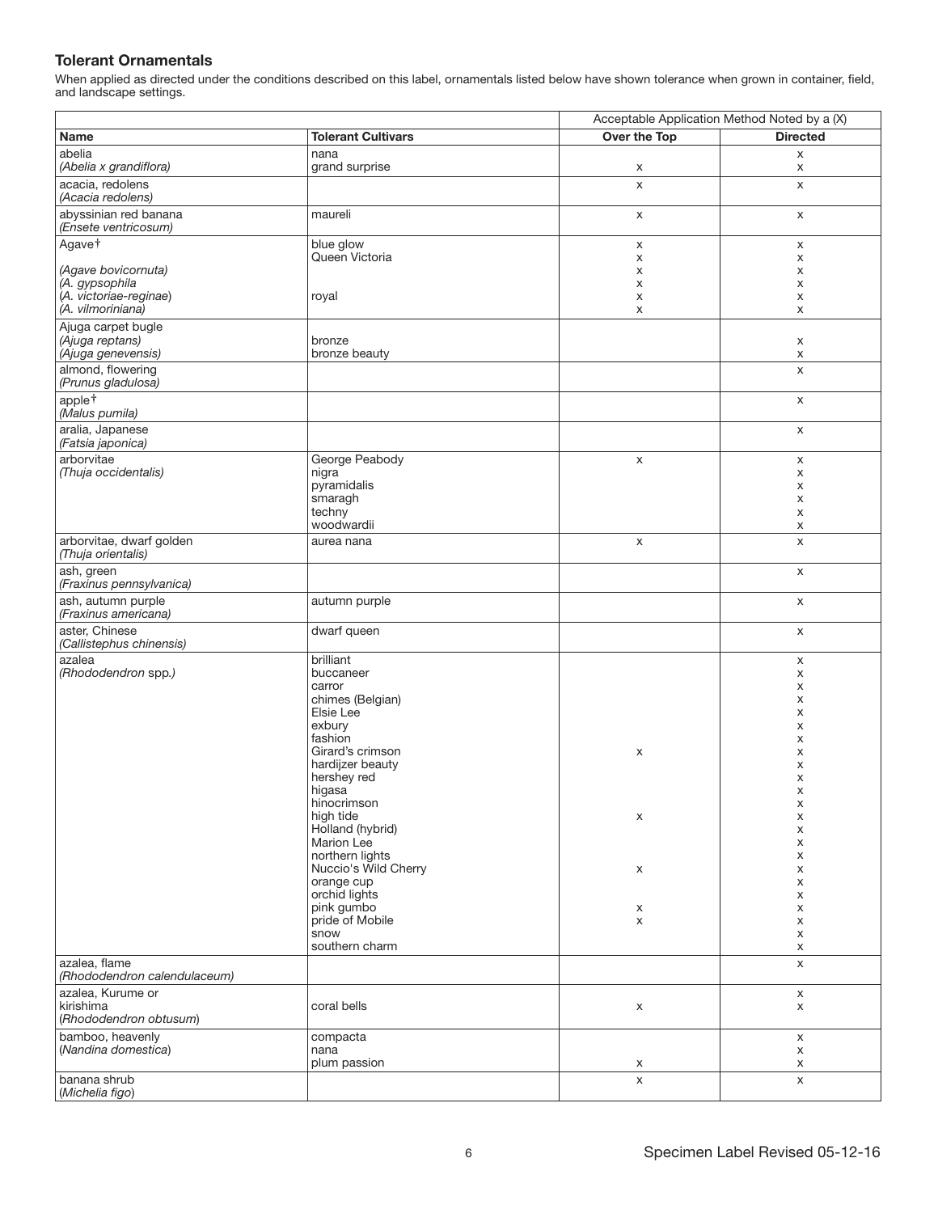### Tolerant Ornamentals

When applied as directed under the conditions described on this label, ornamentals listed below have shown tolerance when grown in container, field, and landscape settings.

| | | Acceptable Application Method Noted by a (X) | |
|---|---|---|---|
| **Name** | **Tolerant Cultivars** | **Over the Top** | **Directed** |
| abelia *(Abelia x grandiflora)* | nana | | x |
| | grand surprise | x | x |
| acacia, redolens *(Acacia redolens)* | | x | x |
| abyssinian red banana *(Ensete ventricosum)* | maureli | x | x |
| Agave† | blue glow | x | x |
| | Queen Victoria | x | x |
| *(Agave bovicornuta)* | | x | x |
| *(A. gypsophila* | | x | x |
| *(A. victoriae-reginae)* | royal | x | x |
| *(A. vilmoriniana)* | | x | x |
| Ajuga carpet bugle *(Ajuga reptans)* | bronze | | x |
| *(Ajuga genevensis)* | bronze beauty | | x |
| almond, flowering *(Prunus gladulosa)* | | | x |
| apple† *(Malus pumila)* | | | x |
| aralia, Japanese *(Fatsia japonica)* | | | x |
| arborvitae *(Thuja occidentalis)* | George Peabody | x | x |
| | nigra | | x |
| | pyramidalis | | x |
| | smaragh | | x |
| | techny | | x |
| | woodwardii | | x |
| arborvitae, dwarf golden *(Thuja orientalis)* | aurea nana | x | x |
| ash, green *(Fraxinus pennsylvanica)* | | | x |
| ash, autumn purple *(Fraxinus americana)* | autumn purple | | x |
| aster, Chinese *(Callistephus chinensis)* | dwarf queen | | x |
| azalea *(Rhododendron spp.)* | brilliant | | x |
| | buccaneer | | x |
| | carror | | x |
| | chimes (Belgian) | | x |
| | Elsie Lee | | x |
| | exbury | | x |
| | fashion | | x |
| | Girard's crimson | x | x |
| | hardijzer beauty | | x |
| | hershey red | | x |
| | higasa | | x |
| | hinocrimson | | x |
| | high tide | x | x |
| | Holland (hybrid) | | x |
| | Marion Lee | | x |
| | northern lights | | x |
| | Nuccio's Wild Cherry | x | x |
| | orange cup | | x |
| | orchid lights | | x |
| | pink gumbo | x | x |
| | pride of Mobile | x | x |
| | snow | | x |
| | southern charm | | x |
| azalea, flame *(Rhododendron calendulaceum)* | | | x |
| azalea, Kurume or kirishima *(Rhododendron obtusum)* | | | x |
| | coral bells | x | x |
| bamboo, heavenly *(Nandina domestica)* | compacta | | x |
| | nana | | x |
| | plum passion | x | x |
| banana shrub *(Michelia figo)* | | x | x |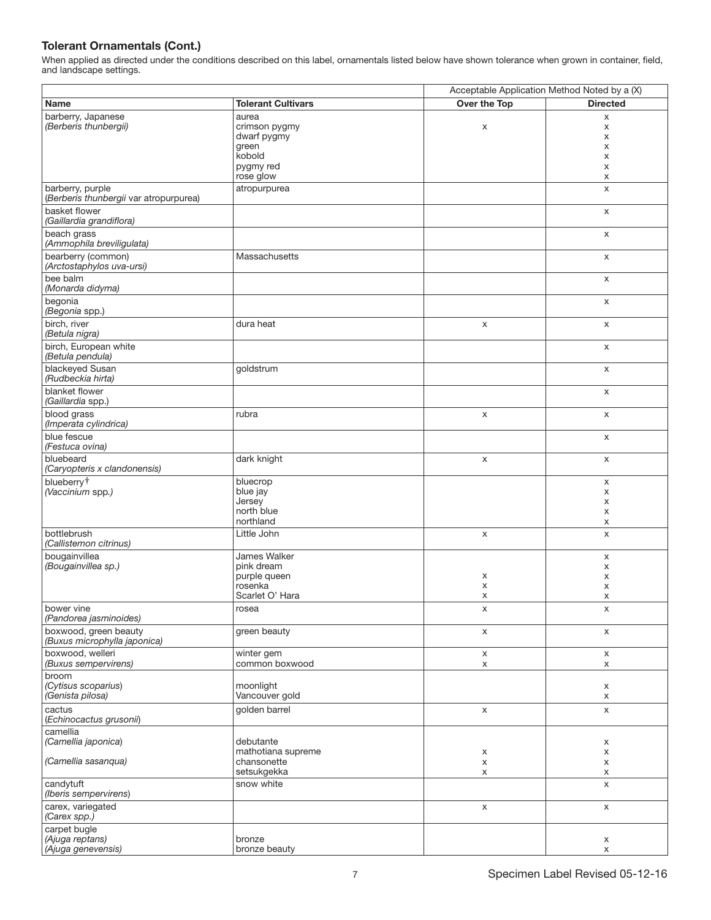### Tolerant Ornamentals (Cont.)

When applied as directed under the conditions described on this label, ornamentals listed below have shown tolerance when grown in container, field, and landscape settings.

| | | Acceptable Application Method Noted by a (X) | |
|---|---|---|---|
| **Name** | **Tolerant Cultivars** | **Over the Top** | **Directed** |
| barberry, Japanese *(Berberis thunbergii)* | aurea | | x |
| | crimson pygmy | x | x |
| | dwarf pygmy | | x |
| | green | | x |
| | kobold | | x |
| | pygmy red | | x |
| | rose glow | | x |
| barberry, purple *(Berberis thunbergii var atropurpurea)* | atropurpurea | | x |
| basket flower *(Gaillardia grandiflora)* | | | x |
| beach grass *(Ammophila breviligulata)* | | | x |
| bearberry (common) *(Arctostaphylos uva-ursi)* | Massachusetts | | x |
| bee balm *(Monarda didyma)* | | | x |
| begonia *(Begonia spp.)* | | | x |
| birch, river *(Betula nigra)* | dura heat | x | x |
| birch, European white *(Betula pendula)* | | | x |
| blackeyed Susan *(Rudbeckia hirta)* | goldstrum | | x |
| blanket flower *(Gaillardia spp.)* | | | x |
| blood grass *(Imperata cylindrica)* | rubra | x | x |
| blue fescue *(Festuca ovina)* | | | x |
| bluebeard *(Caryopteris x clandonensis)* | dark knight | x | x |
| blueberry† *(Vaccinium spp.)* | bluecrop | | x |
| | blue jay | | x |
| | Jersey | | x |
| | north blue | | x |
| | northland | | x |
| bottlebrush *(Callistemon citrinus)* | Little John | x | x |
| bougainvillea *(Bougainvillea sp.)* | James Walker | | x |
| | pink dream | | x |
| | purple queen | x | x |
| | rosenka | x | x |
| | Scarlet O' Hara | x | x |
| bower vine *(Pandorea jasminoides)* | rosea | x | x |
| boxwood, green beauty *(Buxus microphylla japonica)* | green beauty | x | x |
| boxwood, welleri *(Buxus sempervirens)* | winter gem | x | x |
| | common boxwood | x | x |
| broom *(Cytisus scoparius)* | moonlight | | x |
| *(Genista pilosa)* | Vancouver gold | | x |
| cactus *(Echinocactus grusonii)* | golden barrel | x | x |
| camellia *(Camellia japonica)* | debutante | | x |
| | mathotiana supreme | x | x |
| *(Camellia sasanqua)* | chansonette | x | x |
| | setsukgekka | x | x |
| candytuft *(Iberis sempervirens)* | snow white | | x |
| carex, variegated *(Carex spp.)* | | x | x |
| carpet bugle *(Ajuga reptans)* | bronze | | x |
| *(Ajuga genevensis)* | bronze beauty | | x |

Specimen Label Revised 05-12-16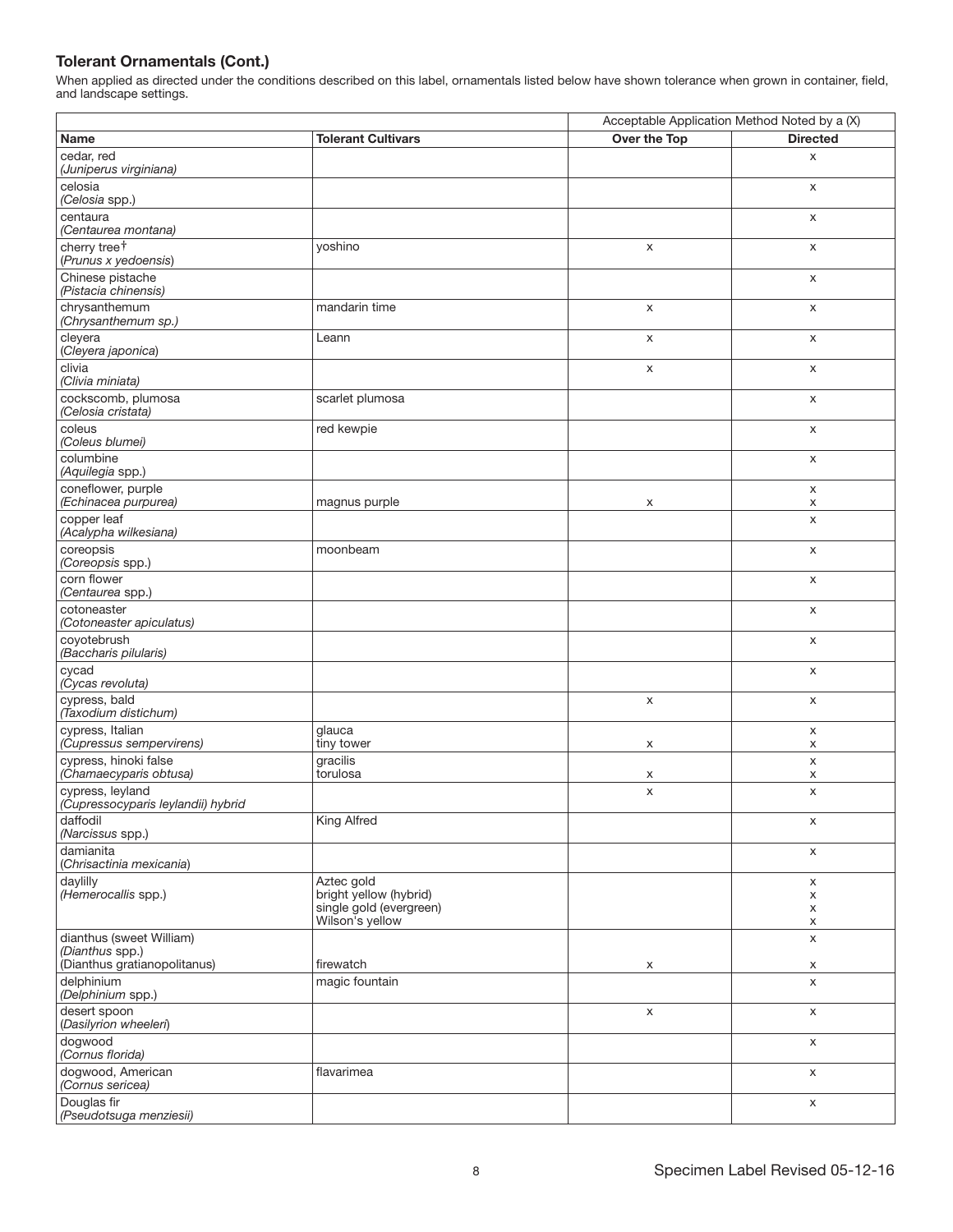### Tolerant Ornamentals (Cont.)

When applied as directed under the conditions described on this label, ornamentals listed below have shown tolerance when grown in container, field, and landscape settings.

| | | Acceptable Application Method Noted by a (X) | |
|---|---|---|---|
| **Name** | **Tolerant Cultivars** | **Over the Top** | **Directed** |
| cedar, red *(Juniperus virginiana)* | | | x |
| celosia *(Celosia spp.)* | | | x |
| centaura *(Centaurea montana)* | | | x |
| cherry tree† *(Prunus x yedoensis)* | yoshino | x | x |
| Chinese pistache *(Pistacia chinensis)* | | | x |
| chrysanthemum *(Chrysanthemum sp.)* | mandarin time | x | x |
| cleyera *(Cleyera japonica)* | Leann | x | x |
| clivia *(Clivia miniata)* | | x | x |
| cockscomb, plumosa *(Celosia cristata)* | scarlet plumosa | | x |
| coleus *(Coleus blumei)* | red kewpie | | x |
| columbine *(Aquilegia spp.)* | | | x |
| coneflower, purple *(Echinacea purpurea)* | | | x |
| | magnus purple | x | x |
| copper leaf *(Acalypha wilkesiana)* | | | x |
| coreopsis *(Coreopsis spp.)* | moonbeam | | x |
| corn flower *(Centaurea spp.)* | | | x |
| cotoneaster *(Cotoneaster apiculatus)* | | | x |
| coyotebrush *(Baccharis pilularis)* | | | x |
| cycad *(Cycas revoluta)* | | | x |
| cypress, bald *(Taxodium distichum)* | | x | x |
| cypress, Italian *(Cupressus sempervirens)* | glauca | | x |
| | tiny tower | x | x |
| cypress, hinoki false *(Chamaecyparis obtusa)* | gracilis | | x |
| | torulosa | x | x |
| cypress, leyland *(Cupressocyparis leylandii) hybrid* | | x | x |
| daffodil *(Narcissus spp.)* | King Alfred | | x |
| damianita *(Chrisactinia mexicania)* | | | x |
| daylilly *(Hemerocallis spp.)* | Aztec gold | | x |
| | bright yellow (hybrid) | | x |
| | single gold (evergreen) | | x |
| | Wilson's yellow | | x |
| dianthus (sweet William) *(Dianthus spp.)* | | | x |
| (Dianthus gratianopolitanus) | firewatch | x | x |
| delphinium *(Delphinium spp.)* | magic fountain | | x |
| desert spoon *(Dasilyrion wheeleri)* | | x | x |
| dogwood *(Cornus florida)* | | | x |
| dogwood, American *(Cornus sericea)* | flavarimea | | x |
| Douglas fir *(Pseudotsuga menziesii)* | | | x |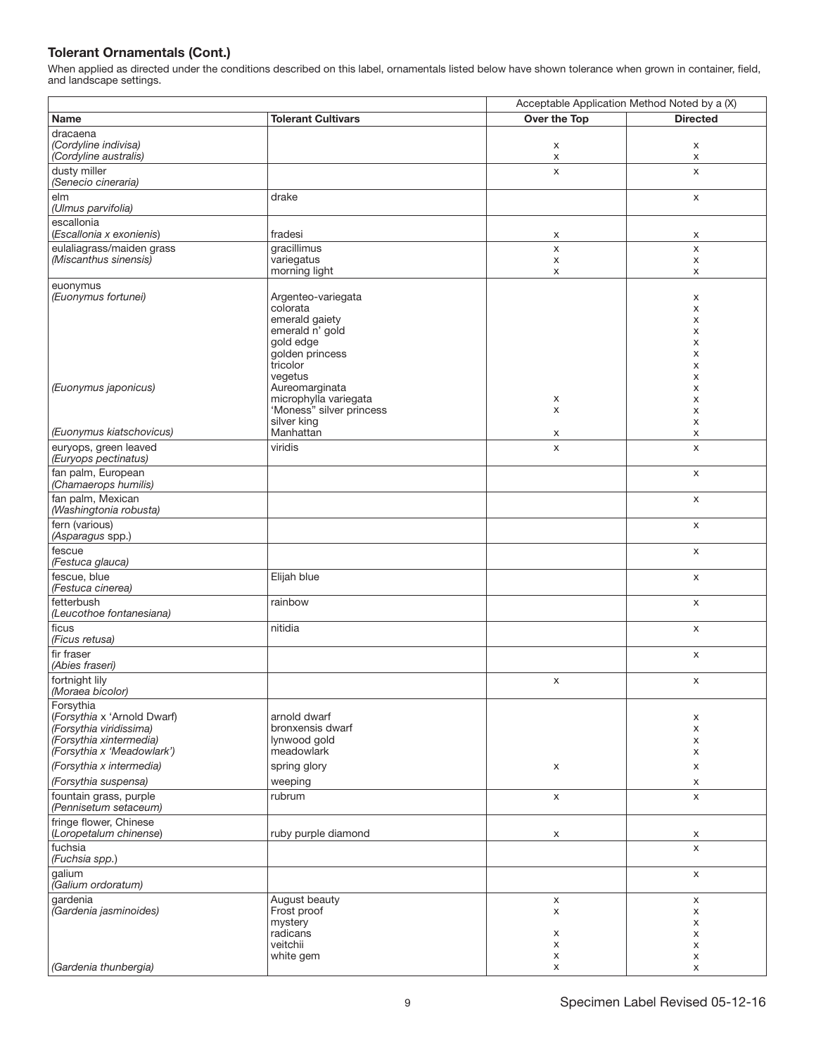**Tolerant Ornamentals (Cont.)**

When applied as directed under the conditions described on this label, ornamentals listed below have shown tolerance when grown in container, field, and landscape settings.

| | | Acceptable Application Method Noted by a (X) | |
|---|---|---|---|
| **Name** | **Tolerant Cultivars** | **Over the Top** | **Directed** |
| dracaena | | | |
| *(Cordyline indivisa)* | | x | x |
| *(Cordyline australis)* | | x | x |
| dusty miller *(Senecio cineraria)* | | x | x |
| elm *(Ulmus parvifolia)* | drake | | x |
| escallonia | | | |
| (*Escallonia x exonienis*) | fradesi | x | x |
| eulaliagrass/maiden grass *(Miscanthus sinensis)* | gracillimus | x | x |
| | variegatus | x | x |
| | morning light | x | x |
| euonymus | | | |
| *(Euonymus fortunei)* | Argenteo-variegata | | x |
| | colorata | | x |
| | emerald gaiety | | x |
| | emerald n' gold | | x |
| | gold edge | | x |
| | golden princess | | x |
| | tricolor | | x |
| | vegetus | | x |
| *(Euonymus japonicus)* | Aureomarginata | | x |
| | microphylla variegata | x | x |
| | 'Moness" silver princess | x | x |
| | silver king | | x |
| *(Euonymus kiatschovicus)* | Manhattan | x | x |
| euryops, green leaved *(Euryops pectinatus)* | viridis | x | x |
| fan palm, European *(Chamaerops humilis)* | | | x |
| fan palm, Mexican *(Washingtonia robusta)* | | | x |
| fern (various) (*Asparagus* spp.) | | | x |
| fescue *(Festuca glauca)* | | | x |
| fescue, blue *(Festuca cinerea)* | Elijah blue | | x |
| fetterbush *(Leucothoe fontanesiana)* | rainbow | | x |
| ficus *(Ficus retusa)* | nitidia | | x |
| fir fraser *(Abies fraseri)* | | | x |
| fortnight lily *(Moraea bicolor)* | | x | x |
| Forsythia | | | |
| (*Forsythia* x 'Arnold Dwarf) | arnold dwarf | | x |
| *(Forsythia viridissima)* | bronxensis dwarf | | x |
| *(Forsythia xintermedia)* | lynwood gold | | x |
| *(Forsythia x 'Meadowlark')* | meadowlark | | x |
| *(Forsythia x intermedia)* | spring glory | x | x |
| *(Forsythia suspensa)* | weeping | | x |
| fountain grass, purple *(Pennisetum setaceum)* | rubrum | x | x |
| fringe flower, Chinese | | | |
| (*Loropetalum chinense*) | ruby purple diamond | x | x |
| fuchsia *(Fuchsia spp.)* | | | x |
| galium *(Galium ordoratum)* | | | x |
| gardenia *(Gardenia jasminoides)* | August beauty | x | x |
| | Frost proof | x | x |
| | mystery | | x |
| | radicans | x | x |
| | veitchii | x | x |
| | white gem | x | x |
| *(Gardenia thunbergia)* | | x | x |

Specimen Label Revised 05-12-16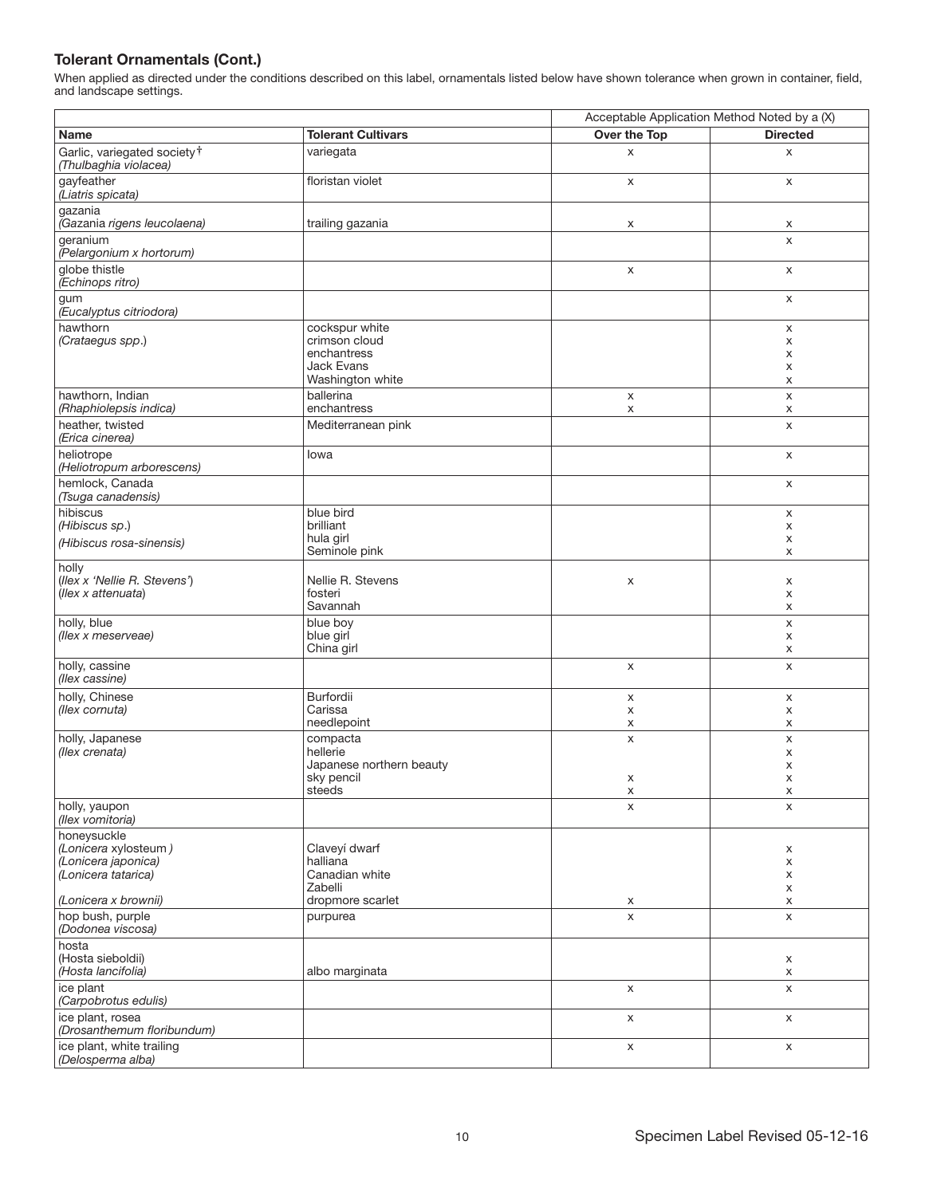### Tolerant Ornamentals (Cont.)

When applied as directed under the conditions described on this label, ornamentals listed below have shown tolerance when grown in container, field, and landscape settings.

| | | Acceptable Application Method Noted by a (X) | |
|---|---|---|---|
| **Name** | **Tolerant Cultivars** | **Over the Top** | **Directed** |
| Garlic, variegated society† *(Thulbaghia violacea)* | variegata | x | x |
| gayfeather *(Liatris spicata)* | floristan violet | x | x |
| gazania *(Gazania rigens leucolaena)* | trailing gazania | x | x |
| geranium *(Pelargonium x hortorum)* | | | x |
| globe thistle *(Echinops ritro)* | | x | x |
| gum *(Eucalyptus citriodora)* | | | x |
| hawthorn *(Crataegus spp.)* | cockspur white | | x |
| | crimson cloud | | x |
| | enchantress | | x |
| | Jack Evans | | x |
| | Washington white | | x |
| hawthorn, Indian *(Rhaphiolepsis indica)* | ballerina | x | x |
| | enchantress | x | x |
| heather, twisted *(Erica cinerea)* | Mediterranean pink | | x |
| heliotrope *(Heliotropum arborescens)* | Iowa | | x |
| hemlock, Canada *(Tsuga canadensis)* | | | x |
| hibiscus *(Hibiscus sp.)* *(Hibiscus rosa-sinensis)* | blue bird | | x |
| | brilliant | | x |
| | hula girl | | x |
| | Seminole pink | | x |
| holly *(Ilex x 'Nellie R. Stevens')* | Nellie R. Stevens | x | x |
| *(Ilex x attenuata)* | fosteri | | x |
| | Savannah | | x |
| holly, blue *(Ilex x meserveae)* | blue boy | | x |
| | blue girl | | x |
| | China girl | | x |
| holly, cassine *(Ilex cassine)* | | x | x |
| holly, Chinese *(Ilex cornuta)* | Burfordii | x | x |
| | Carissa | x | x |
| | needlepoint | x | x |
| holly, Japanese *(Ilex crenata)* | compacta | x | x |
| | hellerie | | x |
| | Japanese northern beauty | | x |
| | sky pencil | x | x |
| | steeds | x | x |
| holly, yaupon *(Ilex vomitoria)* | | x | x |
| honeysuckle *(Lonicera xylosteum )* | Claveyi dwarf | | x |
| *(Lonicera japonica)* | halliana | | x |
| *(Lonicera tatarica)* | Canadian white | | x |
| | Zabelli | | x |
| *(Lonicera x brownii)* | dropmore scarlet | x | x |
| hop bush, purple *(Dodonea viscosa)* | purpurea | x | x |
| hosta (Hosta sieboldii) | | | x |
| *(Hosta lancifolia)* | albo marginata | | x |
| ice plant *(Carpobrotus edulis)* | | x | x |
| ice plant, rosea *(Drosanthemum floribundum)* | | x | x |
| ice plant, white trailing *(Delosperma alba)* | | x | x |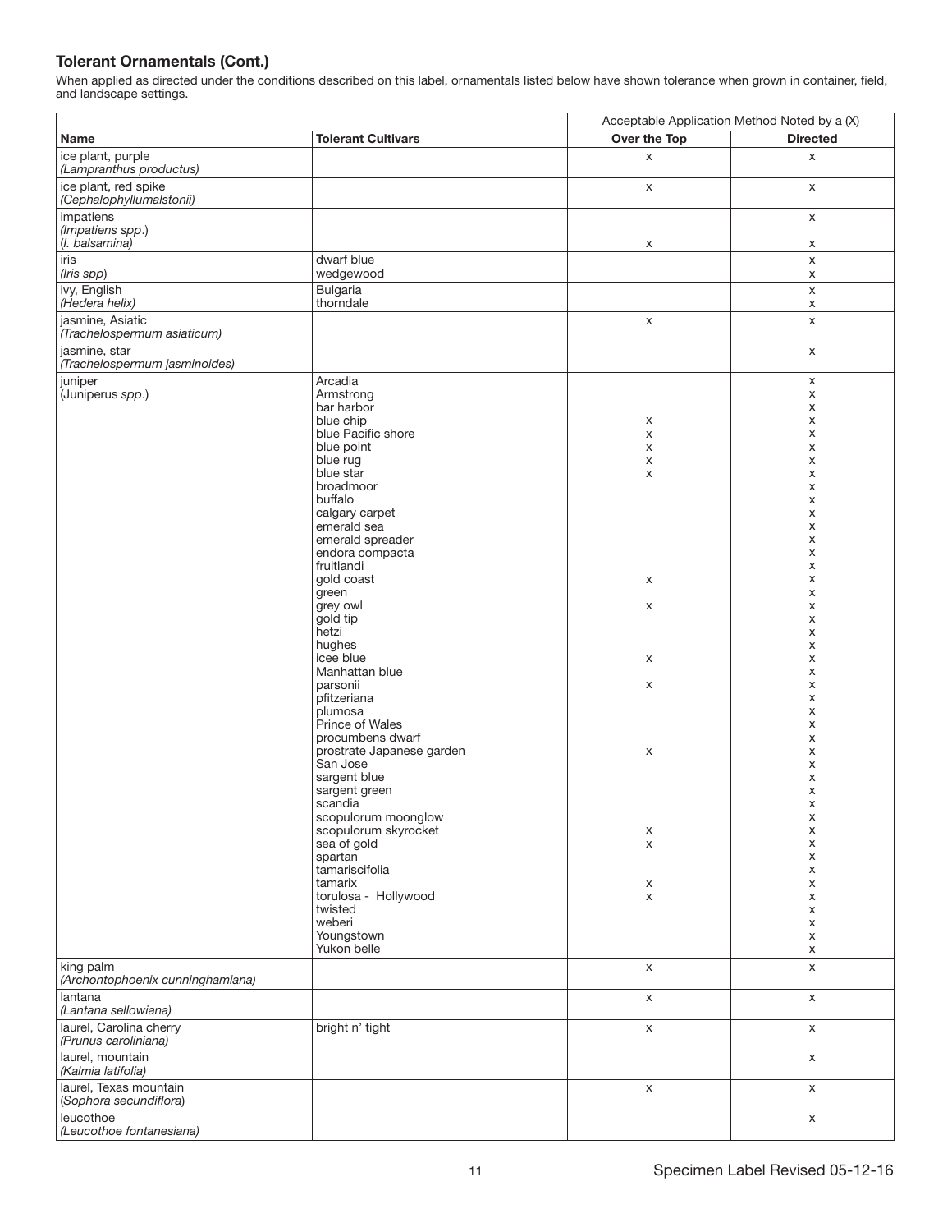### Tolerant Ornamentals (Cont.)

When applied as directed under the conditions described on this label, ornamentals listed below have shown tolerance when grown in container, field, and landscape settings.

| | | Acceptable Application Method Noted by a (X) | |
|---|---|---|---|
| **Name** | **Tolerant Cultivars** | **Over the Top** | **Directed** |
| ice plant, purple *(Lampranthus productus)* | | x | x |
| ice plant, red spike *(Cephalophyllumalstonii)* | | x | x |
| impatiens *(Impatiens spp.)* | | | x |
| *(I. balsamina)* | | x | x |
| iris *(Iris spp)* | dwarf blue | | x |
| | wedgewood | | x |
| ivy, English *(Hedera helix)* | Bulgaria | | x |
| | thorndale | | x |
| jasmine, Asiatic *(Trachelospermum asiaticum)* | | x | x |
| jasmine, star *(Trachelospermum jasminoides)* | | | x |
| juniper (Juniperus *spp.*) | Arcadia | | x |
| | Armstrong | | x |
| | bar harbor | | x |
| | blue chip | x | x |
| | blue Pacific shore | x | x |
| | blue point | x | x |
| | blue rug | x | x |
| | blue star | x | x |
| | broadmoor | | x |
| | buffalo | | x |
| | calgary carpet | | x |
| | emerald sea | | x |
| | emerald spreader | | x |
| | endora compacta | | x |
| | fruitlandi | | x |
| | gold coast | x | x |
| | green | | x |
| | grey owl | x | x |
| | gold tip | | x |
| | hetzi | | x |
| | hughes | | x |
| | icee blue | x | x |
| | Manhattan blue | | x |
| | parsonii | x | x |
| | pfitzeriana | | x |
| | plumosa | | x |
| | Prince of Wales | | x |
| | procumbens dwarf | | x |
| | prostrate Japanese garden | x | x |
| | San Jose | | x |
| | sargent blue | | x |
| | sargent green | | x |
| | scandia | | x |
| | scopulorum moonglow | | x |
| | scopulorum skyrocket | x | x |
| | sea of gold | x | x |
| | spartan | | x |
| | tamariscifolia | | x |
| | tamarix | x | x |
| | torulosa - Hollywood | x | x |
| | twisted | | x |
| | weberi | | x |
| | Youngstown | | x |
| | Yukon belle | | x |
| king palm *(Archontophoenix cunninghamiana)* | | x | x |
| lantana *(Lantana sellowiana)* | | x | x |
| laurel, Carolina cherry *(Prunus caroliniana)* | bright n' tight | x | x |
| laurel, mountain *(Kalmia latifolia)* | | | x |
| laurel, Texas mountain (*Sophora secundiflora*) | | x | x |
| leucothoe *(Leucothoe fontanesiana)* | | | x |

Specimen Label Revised 05-12-16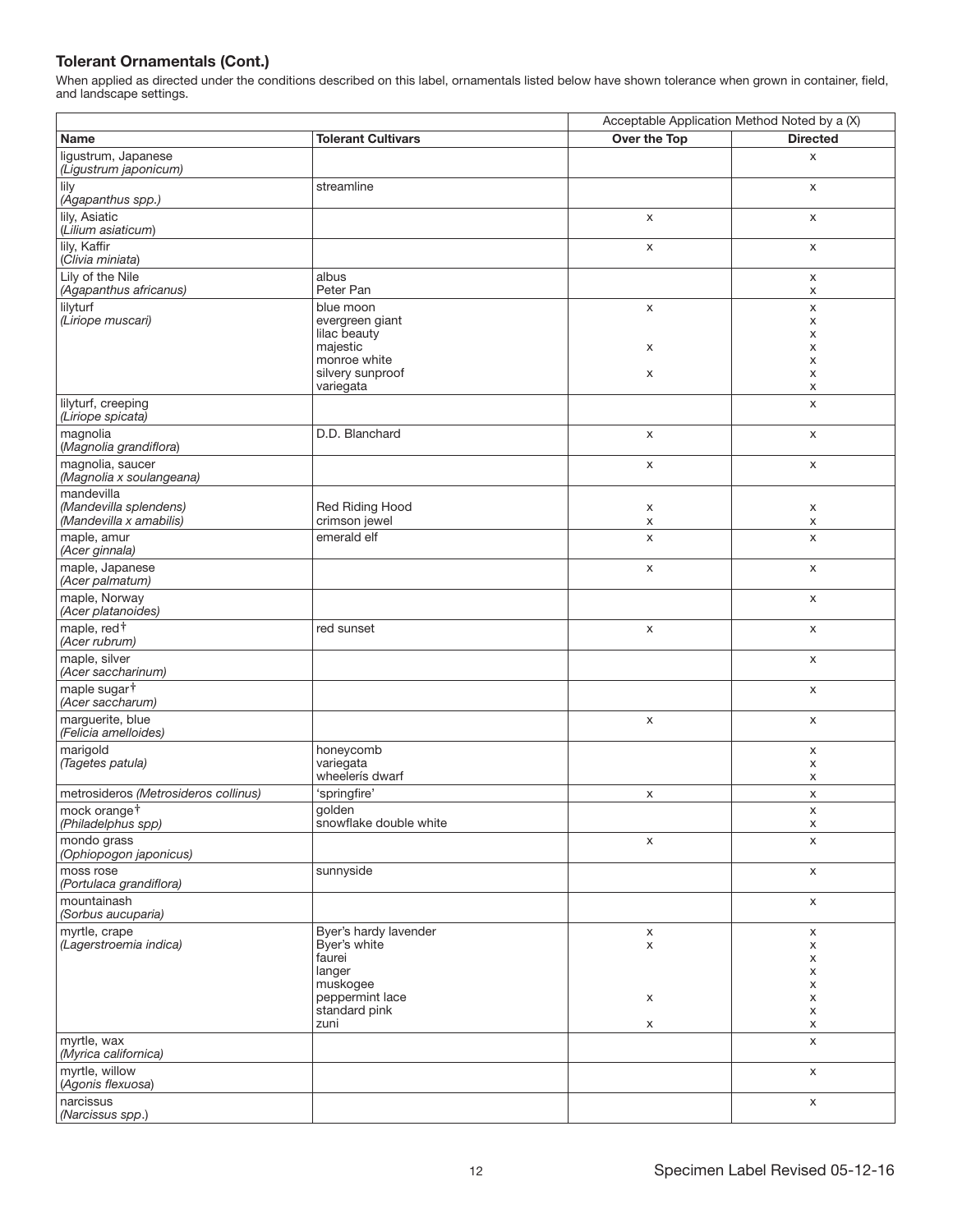### Tolerant Ornamentals (Cont.)

When applied as directed under the conditions described on this label, ornamentals listed below have shown tolerance when grown in container, field, and landscape settings.

| | | Acceptable Application Method Noted by a (X) | |
|---|---|---|---|
| **Name** | **Tolerant Cultivars** | **Over the Top** | **Directed** |
| ligustrum, Japanese *(Ligustrum japonicum)* | | | x |
| lily *(Agapanthus spp.)* | streamline | | x |
| lily, Asiatic (*Lilium asiaticum*) | | x | x |
| lily, Kaffir (*Clivia miniata*) | | x | x |
| Lily of the Nile *(Agapanthus africanus)* | albus | | x |
| | Peter Pan | | x |
| lilyturf *(Liriope muscari)* | blue moon | x | x |
| | evergreen giant | | x |
| | lilac beauty | | x |
| | majestic | x | x |
| | monroe white | | x |
| | silvery sunproof | x | x |
| | variegata | | x |
| lilyturf, creeping *(Liriope spicata)* | | | x |
| magnolia (*Magnolia grandiflora*) | D.D. Blanchard | x | x |
| magnolia, saucer *(Magnolia x soulangeana)* | | x | x |
| mandevilla | | | |
| *(Mandevilla splendens)* | Red Riding Hood | x | x |
| *(Mandevilla x amabilis)* | crimson jewel | x | x |
| maple, amur *(Acer ginnala)* | emerald elf | x | x |
| maple, Japanese *(Acer palmatum)* | | x | x |
| maple, Norway *(Acer platanoides)* | | | x |
| maple, red† *(Acer rubrum)* | red sunset | x | x |
| maple, silver *(Acer saccharinum)* | | | x |
| maple sugar† *(Acer saccharum)* | | | x |
| marguerite, blue *(Felicia amelloides)* | | x | x |
| marigold *(Tagetes patula)* | honeycomb | | x |
| | variegata | | x |
| | wheelerís dwarf | | x |
| metrosideros *(Metrosideros collinus)* | 'springfire' | x | x |
| mock orange† *(Philadelphus spp)* | golden | | x |
| | snowflake double white | | x |
| mondo grass *(Ophiopogon japonicus)* | | x | x |
| moss rose *(Portulaca grandiflora)* | sunnyside | | x |
| mountainash *(Sorbus aucuparia)* | | | x |
| myrtle, crape *(Lagerstroemia indica)* | Byer's hardy lavender | x | x |
| | Byer's white | x | x |
| | faurei | | x |
| | langer | | x |
| | muskogee | | x |
| | peppermint lace | x | x |
| | standard pink | | x |
| | zuni | x | x |
| myrtle, wax *(Myrica californica)* | | | x |
| myrtle, willow (*Agonis flexuosa*) | | | x |
| narcissus *(Narcissus spp.)* | | | x |

Specimen Label Revised 05-12-16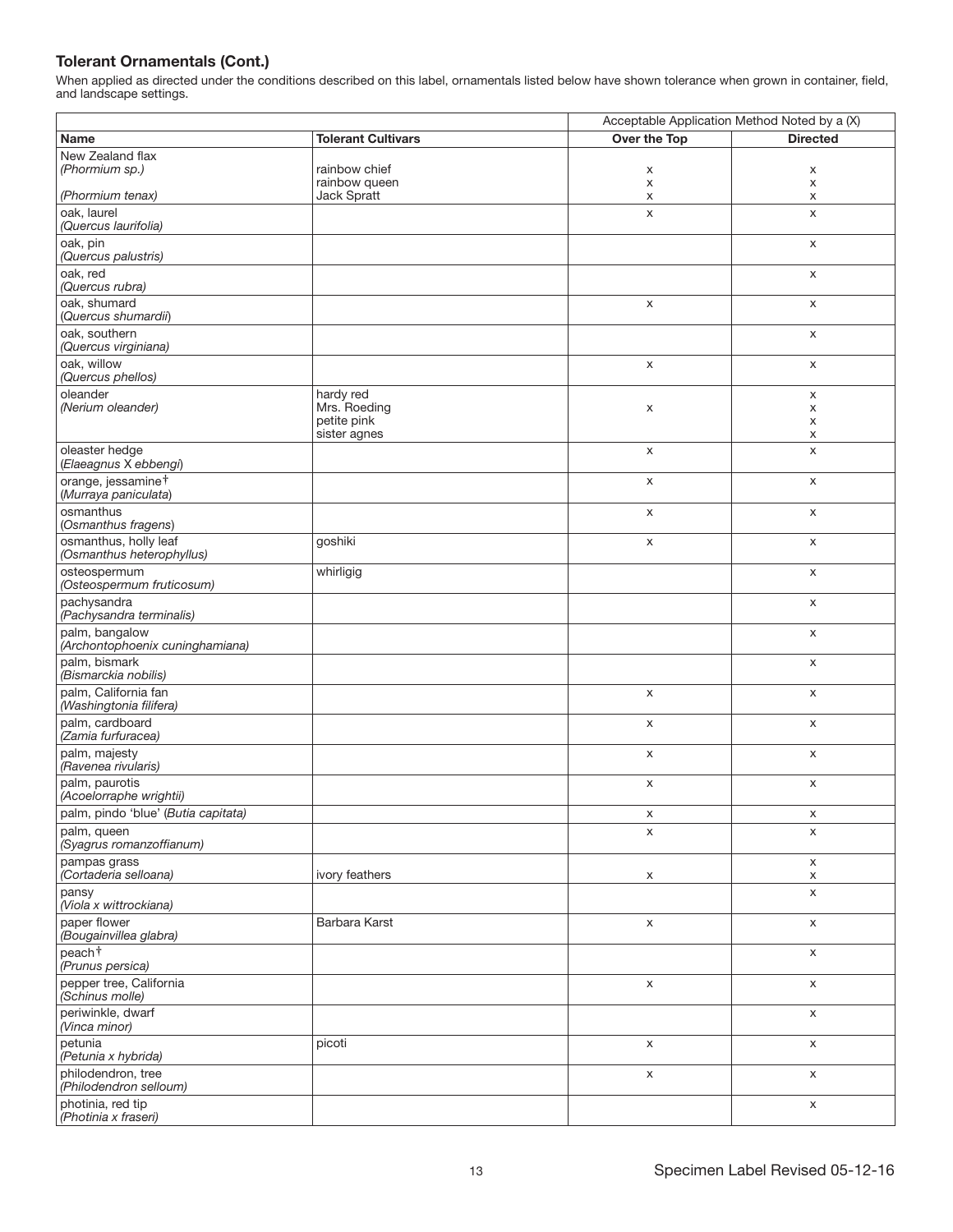## Tolerant Ornamentals (Cont.)

When applied as directed under the conditions described on this label, ornamentals listed below have shown tolerance when grown in container, field, and landscape settings.

| | | Acceptable Application Method Noted by a (X) | |
|---|---|---|---|
| **Name** | **Tolerant Cultivars** | **Over the Top** | **Directed** |
| New Zealand flax *(Phormium sp.)* | rainbow chief | x | x |
| | rainbow queen | x | x |
| *(Phormium tenax)* | Jack Spratt | x | x |
| oak, laurel *(Quercus laurifolia)* | | x | x |
| oak, pin *(Quercus palustris)* | | | x |
| oak, red *(Quercus rubra)* | | | x |
| oak, shumard *(Quercus shumardii)* | | x | x |
| oak, southern *(Quercus virginiana)* | | | x |
| oak, willow *(Quercus phellos)* | | x | x |
| oleander *(Nerium oleander)* | hardy red | | x |
| | Mrs. Roeding | x | x |
| | petite pink | | x |
| | sister agnes | | x |
| oleaster hedge *(Elaeagnus X ebbengi)* | | x | x |
| orange, jessamine† *(Murraya paniculata)* | | x | x |
| osmanthus *(Osmanthus fragens)* | | x | x |
| osmanthus, holly leaf *(Osmanthus heterophyllus)* | goshiki | x | x |
| osteospermum *(Osteospermum fruticosum)* | whirligig | | x |
| pachysandra *(Pachysandra terminalis)* | | | x |
| palm, bangalow *(Archontophoenix cuninghamiana)* | | | x |
| palm, bismark *(Bismarckia nobilis)* | | | x |
| palm, California fan *(Washingtonia filifera)* | | x | x |
| palm, cardboard *(Zamia furfuracea)* | | x | x |
| palm, majesty *(Ravenea rivularis)* | | x | x |
| palm, paurotis *(Acoelorraphe wrightii)* | | x | x |
| palm, pindo 'blue' *(Butia capitata)* | | x | x |
| palm, queen *(Syagrus romanzoffianum)* | | x | x |
| pampas grass *(Cortaderia selloana)* | | | x |
| | ivory feathers | x | x |
| pansy *(Viola x wittrockiana)* | | | x |
| paper flower *(Bougainvillea glabra)* | Barbara Karst | x | x |
| peach† *(Prunus persica)* | | | x |
| pepper tree, California *(Schinus molle)* | | x | x |
| periwinkle, dwarf *(Vinca minor)* | | | x |
| petunia *(Petunia x hybrida)* | picoti | x | x |
| philodendron, tree *(Philodendron selloum)* | | x | x |
| photinia, red tip *(Photinia x fraseri)* | | | x |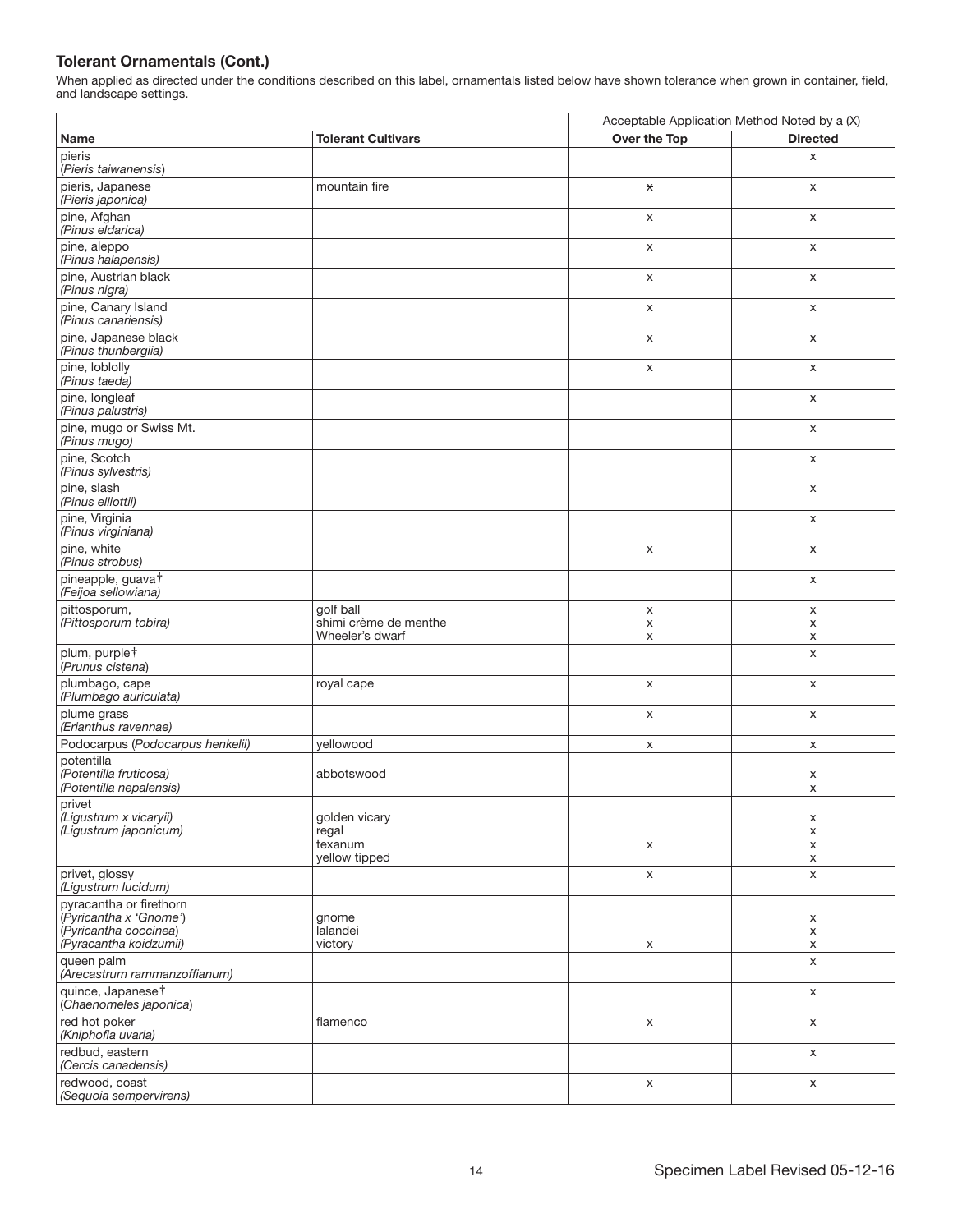### Tolerant Ornamentals (Cont.)

When applied as directed under the conditions described on this label, ornamentals listed below have shown tolerance when grown in container, field, and landscape settings.

| | | Acceptable Application Method Noted by a (X) | |
|---|---|---|---|
| **Name** | **Tolerant Cultivars** | **Over the Top** | **Directed** |
| pieris (*Pieris taiwanensis*) | | | x |
| pieris, Japanese *(Pieris japonica)* | mountain fire | x | x |
| pine, Afghan *(Pinus eldarica)* | | x | x |
| pine, aleppo *(Pinus halapensis)* | | x | x |
| pine, Austrian black *(Pinus nigra)* | | x | x |
| pine, Canary Island *(Pinus canariensis)* | | x | x |
| pine, Japanese black *(Pinus thunbergiia)* | | x | x |
| pine, loblolly *(Pinus taeda)* | | x | x |
| pine, longleaf *(Pinus palustris)* | | | x |
| pine, mugo or Swiss Mt. *(Pinus mugo)* | | | x |
| pine, Scotch *(Pinus sylvestris)* | | | x |
| pine, slash *(Pinus elliottii)* | | | x |
| pine, Virginia *(Pinus virginiana)* | | | x |
| pine, white *(Pinus strobus)* | | x | x |
| pineapple, guava† *(Feijoa sellowiana)* | | | x |
| pittosporum, *(Pittosporum tobira)* | golf ball<br>shimi crème de menthe<br>Wheeler's dwarf | x<br>x<br>x | x<br>x<br>x |
| plum, purple† (*Prunus cistena*) | | | x |
| plumbago, cape *(Plumbago auriculata)* | royal cape | x | x |
| plume grass *(Erianthus ravennae)* | | x | x |
| Podocarpus (*Podocarpus henkelii)* | yellowood | x | x |
| potentilla<br>*(Potentilla fruticosa)*<br>*(Potentilla nepalensis)* | abbotswood | | x<br>x |
| privet<br>*(Ligustrum x vicaryii)*<br>*(Ligustrum japonicum)* | golden vicary<br>regal<br>texanum<br>yellow tipped | x | x<br>x<br>x<br>x |
| privet, glossy *(Ligustrum lucidum)* | | x | x |
| pyracantha or firethorn<br>(*Pyricantha x 'Gnome'*)<br>(*Pyricantha coccinea*)<br>(*Pyracantha koidzumii*) | gnome<br>lalandei<br>victory | x | x<br>x<br>x |
| queen palm *(Arecastrum rammanzoffianum)* | | | x |
| quince, Japanese† (*Chaenomeles japonica*) | | | x |
| red hot poker *(Kniphofia uvaria)* | flamenco | x | x |
| redbud, eastern *(Cercis canadensis)* | | | x |
| redwood, coast *(Sequoia sempervirens)* | | x | x |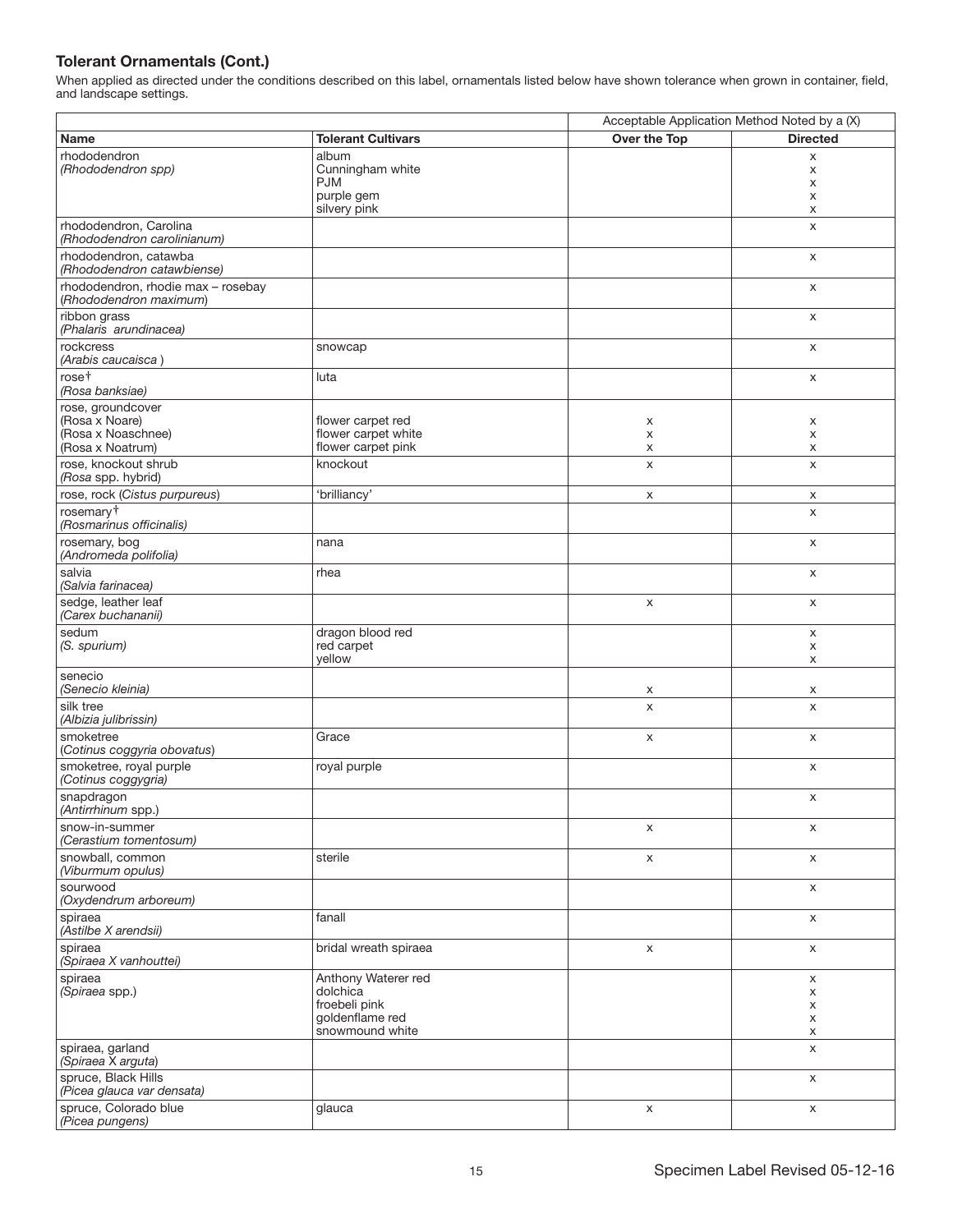### Tolerant Ornamentals (Cont.)

When applied as directed under the conditions described on this label, ornamentals listed below have shown tolerance when grown in container, field, and landscape settings.

| | | Acceptable Application Method Noted by a (X) | |
|---|---|---|---|
| **Name** | **Tolerant Cultivars** | **Over the Top** | **Directed** |
| rhododendron *(Rhododendron spp)* | album<br>Cunningham white<br>PJM<br>purple gem<br>silvery pink | | x<br>x<br>x<br>x<br>x |
| rhododendron, Carolina *(Rhododendron carolinianum)* | | | x |
| rhododendron, catawba *(Rhododendron catawbiense)* | | | x |
| rhododendron, rhodie max – rosebay *(Rhododendron maximum)* | | | x |
| ribbon grass *(Phalaris arundinacea)* | | | x |
| rockcress *(Arabis caucaisca )* | snowcap | | x |
| rose† *(Rosa banksiae)* | luta | | x |
| rose, groundcover<br>(Rosa x Noare)<br>(Rosa x Noaschnee)<br>(Rosa x Noatrum) | <br>flower carpet red<br>flower carpet white<br>flower carpet pink | <br>x<br>x<br>x | <br>x<br>x<br>x |
| rose, knockout shrub *(Rosa spp. hybrid)* | knockout | x | x |
| rose, rock (*Cistus purpureus*) | 'brilliancy' | x | x |
| rosemary† *(Rosmarinus officinalis)* | | | x |
| rosemary, bog *(Andromeda polifolia)* | nana | | x |
| salvia *(Salvia farinacea)* | rhea | | x |
| sedge, leather leaf *(Carex buchananii)* | | x | x |
| sedum *(S. spurium)* | dragon blood red<br>red carpet<br>yellow | | x<br>x<br>x |
| senecio *(Senecio kleinia)* | | x | x |
| silk tree *(Albizia julibrissin)* | | x | x |
| smoketree (*Cotinus coggyria obovatus*) | Grace | x | x |
| smoketree, royal purple *(Cotinus coggygria)* | royal purple | | x |
| snapdragon (*Antirrhinum* spp.) | | | x |
| snow-in-summer *(Cerastium tomentosum)* | | x | x |
| snowball, common *(Viburmum opulus)* | sterile | x | x |
| sourwood *(Oxydendrum arboreum)* | | | x |
| spiraea *(Astilbe X arendsii)* | fanall | | x |
| spiraea *(Spiraea X vanhouttei)* | bridal wreath spiraea | x | x |
| spiraea (*Spiraea* spp.) | Anthony Waterer red<br>dolchica<br>froebeli pink<br>goldenflame red<br>snowmound white | | x<br>x<br>x<br>x<br>x |
| spiraea, garland *(Spiraea X arguta)* | | | x |
| spruce, Black Hills *(Picea glauca var densata)* | | | x |
| spruce, Colorado blue *(Picea pungens)* | glauca | x | x |

Specimen Label Revised 05-12-16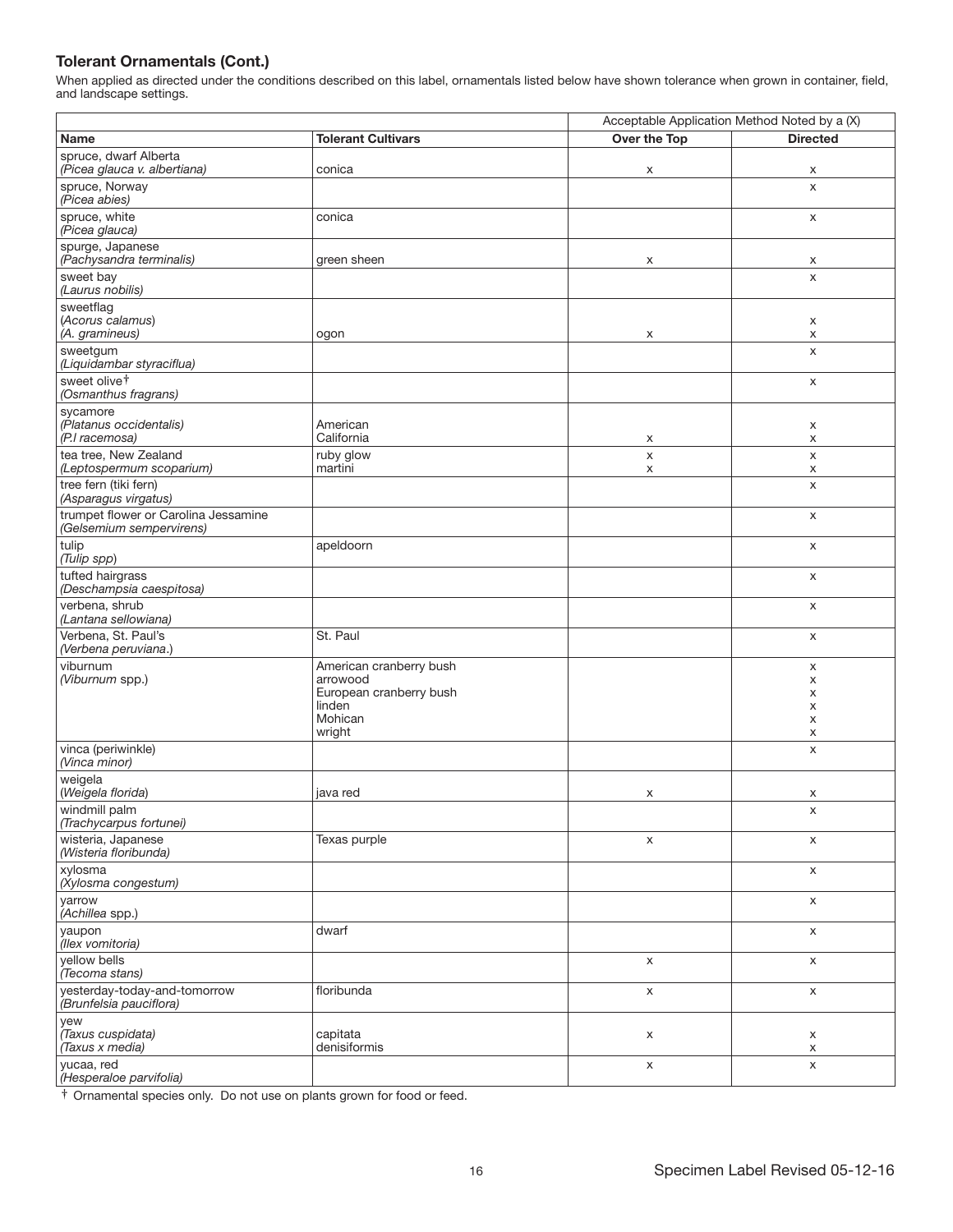### Tolerant Ornamentals (Cont.)

When applied as directed under the conditions described on this label, ornamentals listed below have shown tolerance when grown in container, field, and landscape settings.

| | | Acceptable Application Method Noted by a (X) | |
|---|---|---|---|
| **Name** | **Tolerant Cultivars** | **Over the Top** | **Directed** |
| spruce, dwarf Alberta<br>*(Picea glauca v. albertiana)* | conica | x | x |
| spruce, Norway<br>*(Picea abies)* | | | x |
| spruce, white<br>*(Picea glauca)* | conica | | x |
| spurge, Japanese<br>*(Pachysandra terminalis)* | green sheen | x | x |
| sweet bay<br>*(Laurus nobilis)* | | | x |
| sweetflag<br>(*Acorus calamus*)<br>*(A. gramineus)* | <br><br>ogon | <br><br>x | <br>x<br>x |
| sweetgum<br>*(Liquidambar styraciflua)* | | | x |
| sweet olive†<br>*(Osmanthus fragrans)* | | | x |
| sycamore<br>*(Platanus occidentalis)*<br>*(P.l racemosa)* | <br>American<br>California | <br><br>x | <br>x<br>x |
| tea tree, New Zealand<br>*(Leptospermum scoparium)* | ruby glow<br>martini | x<br>x | x<br>x |
| tree fern (tiki fern)<br>*(Asparagus virgatus)* | | | x |
| trumpet flower or Carolina Jessamine<br>*(Gelsemium sempervirens)* | | | x |
| tulip<br>*(Tulip spp)* | apeldoorn | | x |
| tufted hairgrass<br>*(Deschampsia caespitosa)* | | | x |
| verbena, shrub<br>*(Lantana sellowiana)* | | | x |
| Verbena, St. Paul's<br>*(Verbena peruviana.)* | St. Paul | | x |
| viburnum<br>(*Viburnum* spp.) | American cranberry bush<br>arrowood<br>European cranberry bush<br>linden<br>Mohican<br>wright | | x<br>x<br>x<br>x<br>x<br>x |
| vinca (periwinkle)<br>*(Vinca minor)* | | | x |
| weigela<br>(*Weigela florida*) | java red | x | x |
| windmill palm<br>*(Trachycarpus fortunei)* | | | x |
| wisteria, Japanese<br>*(Wisteria floribunda)* | Texas purple | x | x |
| xylosma<br>*(Xylosma congestum)* | | | x |
| yarrow<br>*(Achillea spp.)* | | | x |
| yaupon<br>*(Ilex vomitoria)* | dwarf | | x |
| yellow bells<br>*(Tecoma stans)* | | x | x |
| yesterday-today-and-tomorrow<br>*(Brunfelsia pauciflora)* | floribunda | x | x |
| yew<br>*(Taxus cuspidata)*<br>*(Taxus x media)* | <br>capitata<br>denisiformis | <br>x | <br>x<br>x |
| yucaa, red<br>*(Hesperaloe parvifolia)* | | x | x |

† Ornamental species only. Do not use on plants grown for food or feed.

Specimen Label Revised 05-12-16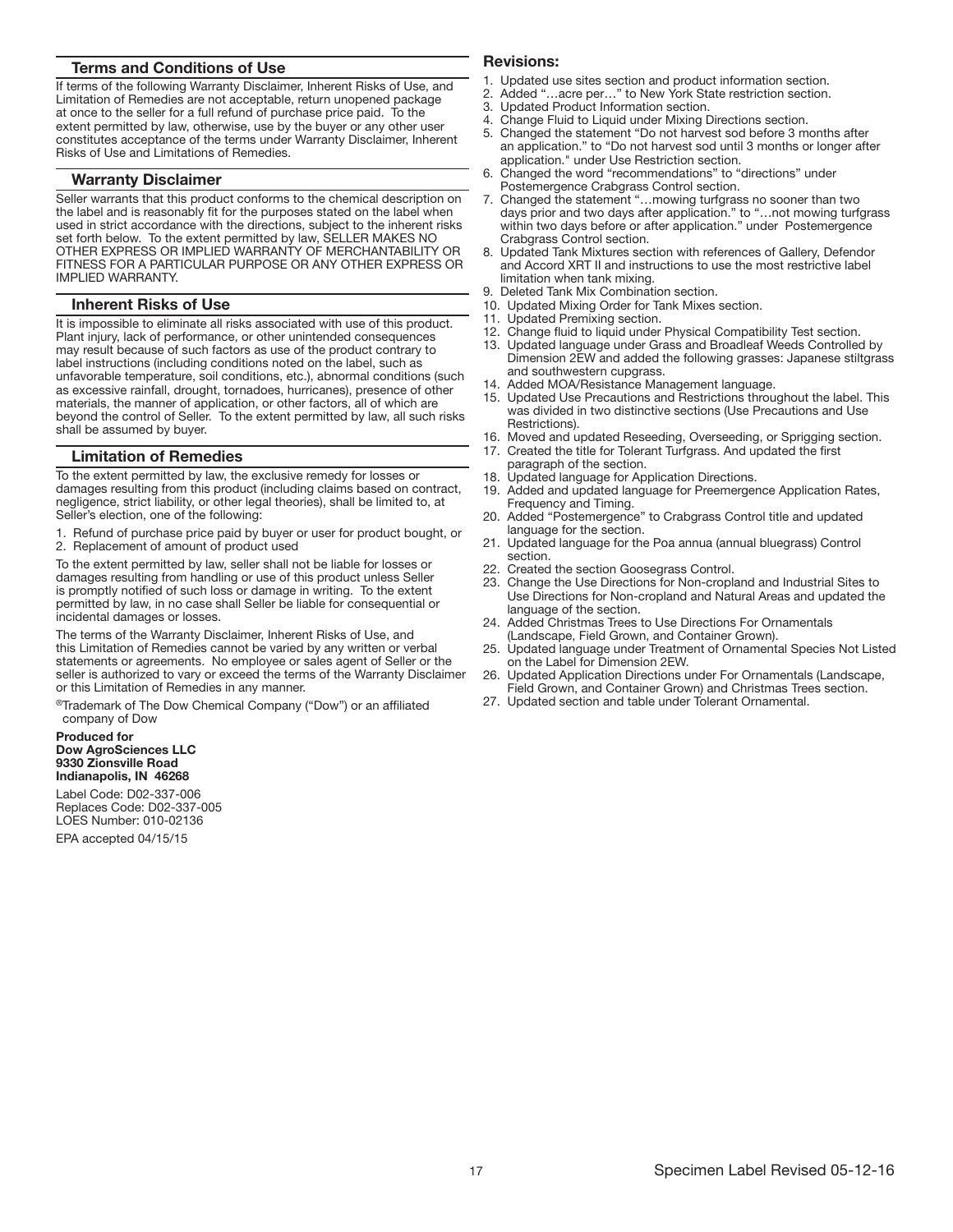## Terms and Conditions of Use

If terms of the following Warranty Disclaimer, Inherent Risks of Use, and Limitation of Remedies are not acceptable, return unopened package at once to the seller for a full refund of purchase price paid. To the extent permitted by law, otherwise, use by the buyer or any other user constitutes acceptance of the terms under Warranty Disclaimer, Inherent Risks of Use and Limitations of Remedies.

## Warranty Disclaimer

Seller warrants that this product conforms to the chemical description on the label and is reasonably fit for the purposes stated on the label when used in strict accordance with the directions, subject to the inherent risks set forth below. To the extent permitted by law, SELLER MAKES NO OTHER EXPRESS OR IMPLIED WARRANTY OF MERCHANTABILITY OR FITNESS FOR A PARTICULAR PURPOSE OR ANY OTHER EXPRESS OR IMPLIED WARRANTY.

## Inherent Risks of Use

It is impossible to eliminate all risks associated with use of this product. Plant injury, lack of performance, or other unintended consequences may result because of such factors as use of the product contrary to label instructions (including conditions noted on the label, such as unfavorable temperature, soil conditions, etc.), abnormal conditions (such as excessive rainfall, drought, tornadoes, hurricanes), presence of other materials, the manner of application, or other factors, all of which are beyond the control of Seller. To the extent permitted by law, all such risks shall be assumed by buyer.

## Limitation of Remedies

To the extent permitted by law, the exclusive remedy for losses or damages resulting from this product (including claims based on contract, negligence, strict liability, or other legal theories), shall be limited to, at Seller's election, one of the following:

1. Refund of purchase price paid by buyer or user for product bought, or
2. Replacement of amount of product used

To the extent permitted by law, seller shall not be liable for losses or damages resulting from handling or use of this product unless Seller is promptly notified of such loss or damage in writing. To the extent permitted by law, in no case shall Seller be liable for consequential or incidental damages or losses.

The terms of the Warranty Disclaimer, Inherent Risks of Use, and this Limitation of Remedies cannot be varied by any written or verbal statements or agreements. No employee or sales agent of Seller or the seller is authorized to vary or exceed the terms of the Warranty Disclaimer or this Limitation of Remedies in any manner.

®Trademark of The Dow Chemical Company ("Dow") or an affiliated company of Dow

**Produced for**
**Dow AgroSciences LLC**
**9330 Zionsville Road**
**Indianapolis, IN 46268**

Label Code: D02-337-006
Replaces Code: D02-337-005
LOES Number: 010-02136

EPA accepted 04/15/15

## Revisions:

1. Updated use sites section and product information section.
2. Added "…acre per…" to New York State restriction section.
3. Updated Product Information section.
4. Change Fluid to Liquid under Mixing Directions section.
5. Changed the statement "Do not harvest sod before 3 months after an application." to "Do not harvest sod until 3 months or longer after application." under Use Restriction section.
6. Changed the word "recommendations" to "directions" under Postemergence Crabgrass Control section.
7. Changed the statement "…mowing turfgrass no sooner than two days prior and two days after application." to "…not mowing turfgrass within two days before or after application." under Postemergence Crabgrass Control section.
8. Updated Tank Mixtures section with references of Gallery, Defendor and Accord XRT II and instructions to use the most restrictive label limitation when tank mixing.
9. Deleted Tank Mix Combination section.
10. Updated Mixing Order for Tank Mixes section.
11. Updated Premixing section.
12. Change fluid to liquid under Physical Compatibility Test section.
13. Updated language under Grass and Broadleaf Weeds Controlled by Dimension 2EW and added the following grasses: Japanese stiltgrass and southwestern cupgrass.
14. Added MOA/Resistance Management language.
15. Updated Use Precautions and Restrictions throughout the label. This was divided in two distinctive sections (Use Precautions and Use Restrictions).
16. Moved and updated Reseeding, Overseeding, or Sprigging section.
17. Created the title for Tolerant Turfgrass. And updated the first paragraph of the section.
18. Updated language for Application Directions.
19. Added and updated language for Preemergence Application Rates, Frequency and Timing.
20. Added "Postemergence" to Crabgrass Control title and updated language for the section.
21. Updated language for the Poa annua (annual bluegrass) Control section.
22. Created the section Goosegrass Control.
23. Change the Use Directions for Non-cropland and Industrial Sites to Use Directions for Non-cropland and Natural Areas and updated the language of the section.
24. Added Christmas Trees to Use Directions For Ornamentals (Landscape, Field Grown, and Container Grown).
25. Updated language under Treatment of Ornamental Species Not Listed on the Label for Dimension 2EW.
26. Updated Application Directions under For Ornamentals (Landscape, Field Grown, and Container Grown) and Christmas Trees section.
27. Updated section and table under Tolerant Ornamental.

Specimen Label Revised 05-12-16